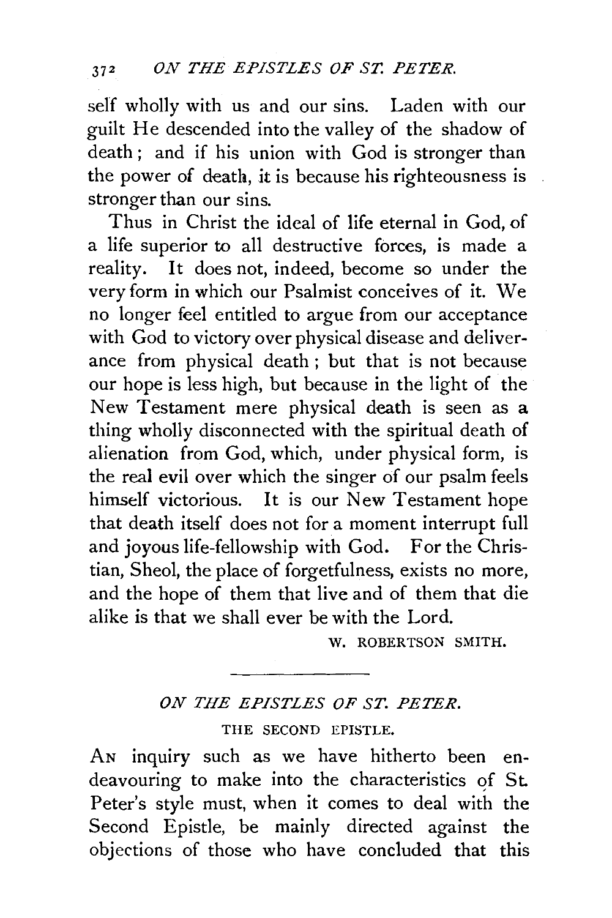self wholly with us and our sins. Laden with our guilt He descended into the valley of the shadow of death; and if his union with God is stronger than the power of death, it is because his righteousness is stronger than our sins.

Thus in Christ the ideal of life eternal in God, of a life superior to all destructive forces, is made a reality. It does not, indeed, become so under the very form in which our Psalmist conceives of it. We no longer feel entitled to argue from our acceptance with God to victory over physical disease and deliverance from physical death; but that is not because our hope is less high, but because in the light of the New Testament mere physical death is seen as a thing wholly disconnected with the spiritual death of alienation from God, which, under physical form, is the real evil over which the singer of our psalm feels himself victorious. It is our New Testament hope that death itself does not for a moment interrupt full and joyous life-fellowship with God. For the Christian, Sheol, the place of forgetfulness, exists no more, and the hope of them that live and of them that die alike is that we shall ever be with the Lord.

W. ROBERTSON SMITH.

---

## *ON THE EPISTLES OF ST. PETER.*

### THE SECOND EPISTLE.

AN inquiry such as we have hitherto been endeavouring to make into the characteristics of St. Peter's style must, when it comes to deal with the Second Epistle, be mainly directed against the objections of those who have concluded that this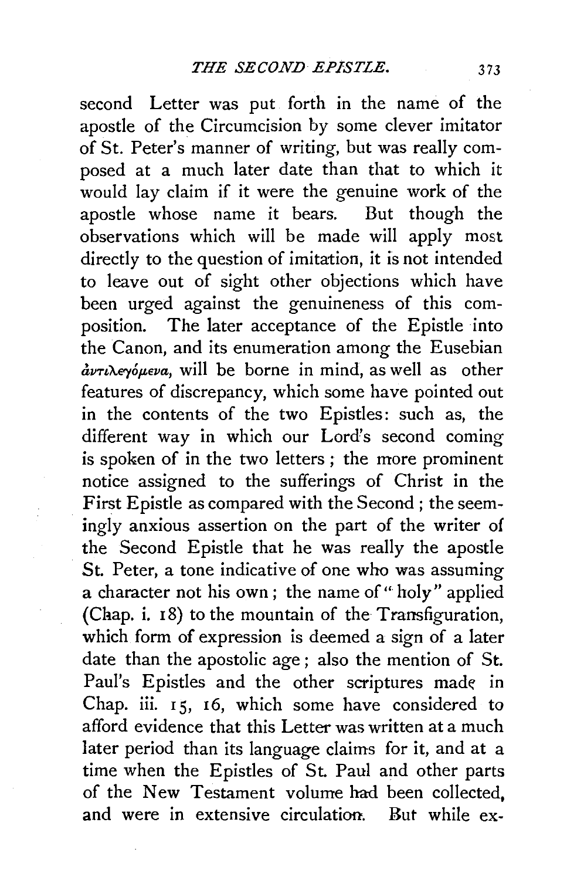second Letter was put forth in the name of the apostle of the Circumcision by some clever imitator of St. Peter's manner of writing, but was really composed at a much later date than that to which it would lay claim if it were the genuine work of the apostle whose name it bears. But though the observations which will be made will apply most directly to the question of imitation, it is not intended to leave out of sight other objections which have been urged against the genuineness of this composition. The later acceptance of the Epistle into the Canon, and its enumeration among the Eusebian *ἀντιλεγόμενα*, will be borne in mind, as well as other features of discrepancy, which some have pointed out in the contents of the two Epistles: such as, the different way in which our Lord's second coming is spoken of in the two letters; the more prominent notice assigned to the sufferings of Christ in the First Epistle as compared with the Second; the seemingly anxious assertion on the part of the writer of the Second Epistle that he was really the apostle St. Peter, a tone indicative of one who was assuming a character not his own; the name of "holy" applied (Chap. i. 18) to the mountain of the Transfiguration, which form of expression is deemed a sign of a later date than the apostolic age; also the mention of St. Paul's Epistles and the other scriptures made in Chap. iii. 15, 16, which some have considered to afford evidence that this Letter was written at a much later period than its language claims for it, and at a time when the Epistles of St. Paul and other parts of the New Testament volume had been collected, and were in extensive circulation. But while ex-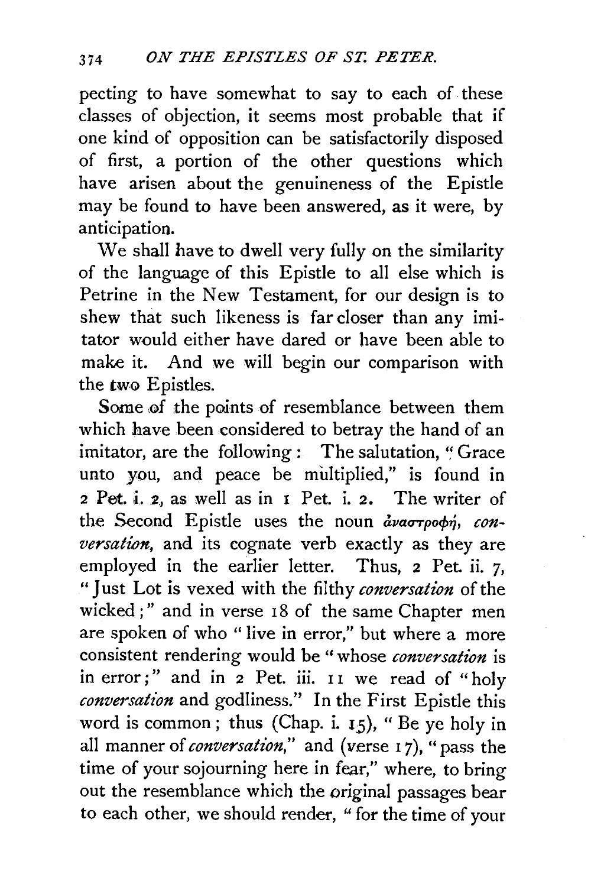pecting to have somewhat to say to each of these classes of objection, it seems most probable that if one kind of opposition can be satisfactorily disposed of first, a portion of the other questions which have arisen about the genuineness of the Epistle may be found to have been answered, as it were, by anticipation.

We shall have to dwell very fully on the similarity of the language of this Epistle to all else which is Petrine in the New Testament, for our design is to shew that such likeness is far closer than any imitator would either have dared or have been able to make it. And we will begin our comparison with the two Epistles.

Some of the points of resemblance between them which have been considered to betray the hand of an imitator, are the following: The salutation, "Grace unto you, and peace be multiplied," is found in 2 Pet. i. 2, as well as in 1 Pet. i. 2. The writer of the Second Epistle uses the noun ἀναστροφή, *conversation*, and its cognate verb exactly as they are employed in the earlier letter. Thus, 2 Pet. ii. 7, "Just Lot is vexed with the filthy *conversation* of the wicked;" and in verse 18 of the same Chapter men are spoken of who "live in error," but where a more consistent rendering would be "whose *conversation* is in error;" and in 2 Pet. iii. 11 we read of "holy *conversation* and godliness." In the First Epistle this word is common; thus (Chap. i. 15), "Be ye holy in all manner of *conversation*," and (verse 17), "pass the time of your sojourning here in fear," where, to bring out the resemblance which the original passages bear to each other, we should render, "for the time of your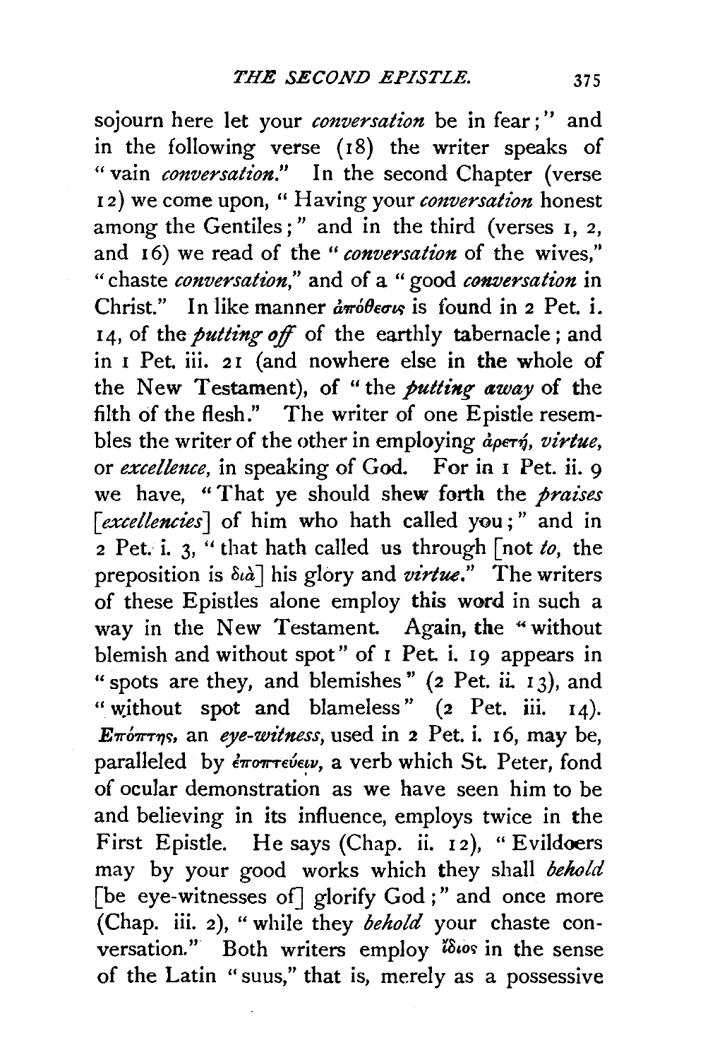sojourn here let your *conversation* be in fear;" and in the following verse (18) the writer speaks of "vain *conversation*." In the second Chapter (verse 12) we come upon, "Having your *conversation* honest among the Gentiles;" and in the third (verses 1, 2, and 16) we read of the "*conversation* of the wives," "chaste *conversation*," and of a "good *conversation* in Christ." In like manner ἀπόθεσις is found in 2 Pet. i. 14, of the *putting off* of the earthly tabernacle; and in 1 Pet. iii. 21 (and nowhere else in the whole of the New Testament), of "the *putting away* of the filth of the flesh." The writer of one Epistle resembles the writer of the other in employing ἀρετή, *virtue*, or *excellence*, in speaking of God. For in 1 Pet. ii. 9 we have, "That ye should shew forth the *praises* [*excellencies*] of him who hath called you;" and in 2 Pet. i. 3, "that hath called us through [not *to*, the preposition is διὰ] his glory and *virtue*." The writers of these Epistles alone employ this word in such a way in the New Testament. Again, the "without blemish and without spot" of 1 Pet. i. 19 appears in "spots are they, and blemishes" (2 Pet. ii. 13), and "without spot and blameless" (2 Pet. iii. 14). Ἐπόπτης, an *eye-witness*, used in 2 Pet. i. 16, may be, paralleled by ἐποπτεύειν, a verb which St. Peter, fond of ocular demonstration as we have seen him to be and believing in its influence, employs twice in the First Epistle. He says (Chap. ii. 12), "Evildoers may by your good works which they shall *behold* [be eye-witnesses of] glorify God;" and once more (Chap. iii. 2), "while they *behold* your chaste conversation." Both writers employ ἴδιος in the sense of the Latin "suus," that is, merely as a possessive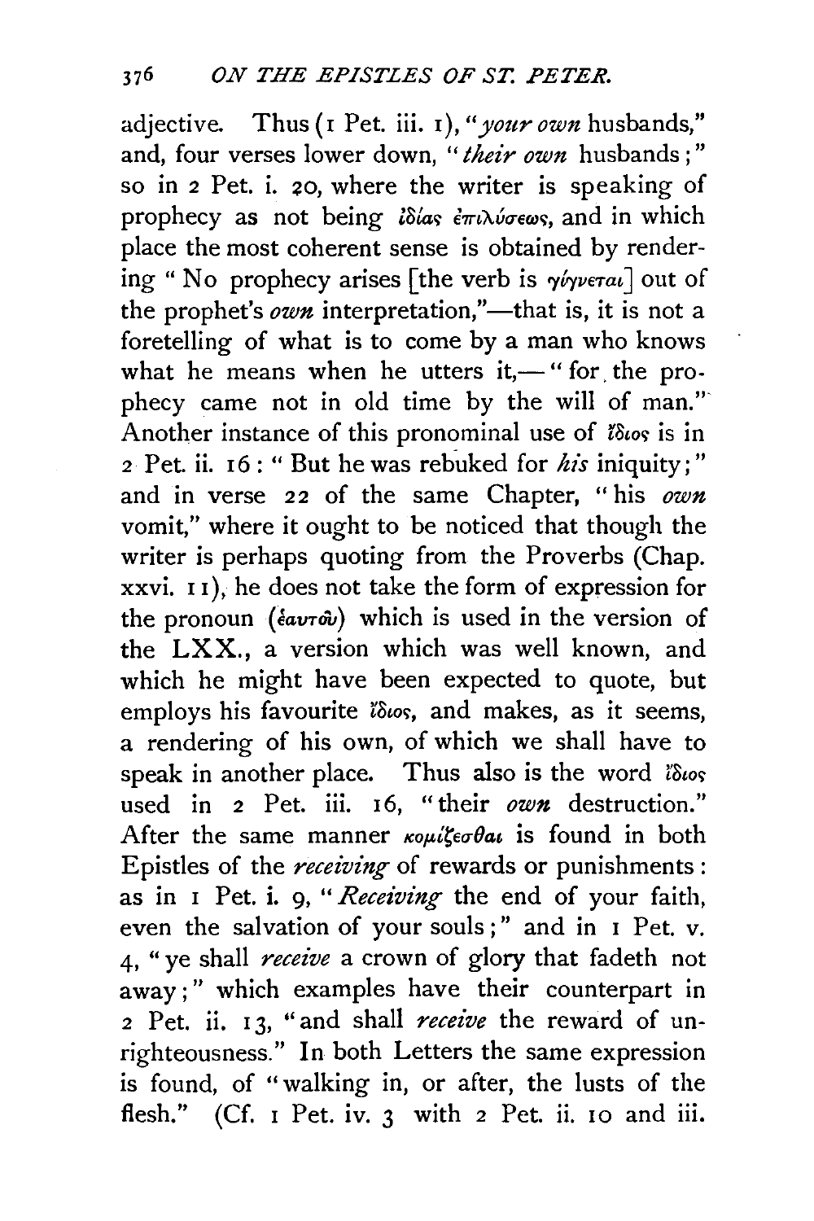adjective. Thus (1 Pet. iii. 1), "*your own* husbands," and, four verses lower down, "*their own* husbands;" so in 2 Pet. i. 20, where the writer is speaking of prophecy as not being ἰδίας ἐπιλύσεως, and in which place the most coherent sense is obtained by rendering "No prophecy arises [the verb is γίγνεται] out of the prophet's *own* interpretation,"—that is, it is not a foretelling of what is to come by a man who knows what he means when he utters it,—"for the prophecy came not in old time by the will of man." Another instance of this pronominal use of ἴδιος is in 2 Pet. ii. 16: "But he was rebuked for *his* iniquity;" and in verse 22 of the same Chapter, "his *own* vomit," where it ought to be noticed that though the writer is perhaps quoting from the Proverbs (Chap. xxvi. 11), he does not take the form of expression for the pronoun (ἑαυτοῦ) which is used in the version of the LXX., a version which was well known, and which he might have been expected to quote, but employs his favourite ἴδιος, and makes, as it seems, a rendering of his own, of which we shall have to speak in another place. Thus also is the word ἴδιος used in 2 Pet. iii. 16, "their *own* destruction." After the same manner κομίζεσθαι is found in both Epistles of the *receiving* of rewards or punishments: as in 1 Pet. i. 9, "*Receiving* the end of your faith, even the salvation of your souls;" and in 1 Pet. v. 4, "ye shall *receive* a crown of glory that fadeth not away;" which examples have their counterpart in 2 Pet. ii. 13, "and shall *receive* the reward of unrighteousness." In both Letters the same expression is found, of "walking in, or after, the lusts of the flesh." (Cf. 1 Pet. iv. 3 with 2 Pet. ii. 10 and iii.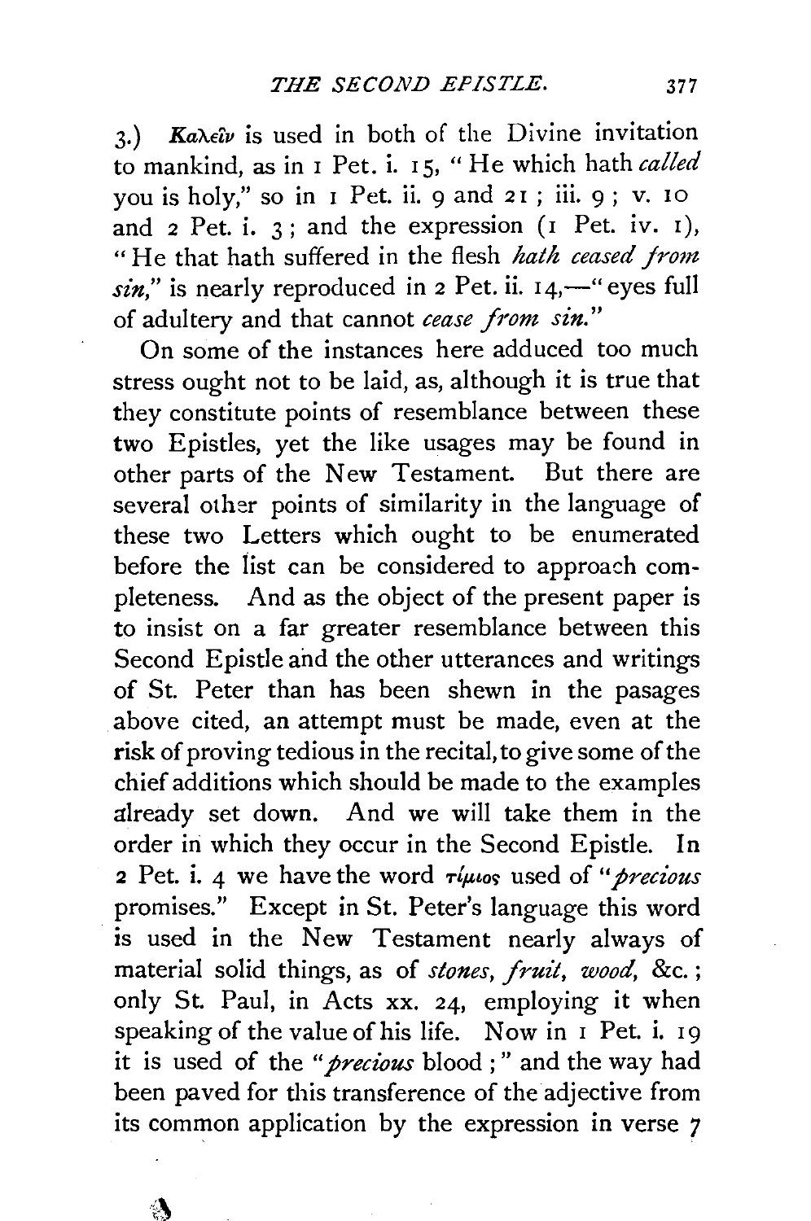3.) *Καλεῖν* is used in both of the Divine invitation to mankind, as in 1 Pet. i. 15, "He which hath *called* you is holy," so in 1 Pet. ii. 9 and 21; iii. 9; v. 10 and 2 Pet. i. 3; and the expression (1 Pet. iv. 1), "He that hath suffered in the flesh *hath ceased from sin*," is nearly reproduced in 2 Pet. ii. 14,—"eyes full of adultery and that cannot *cease from sin*."

On some of the instances here adduced too much stress ought not to be laid, as, although it is true that they constitute points of resemblance between these two Epistles, yet the like usages may be found in other parts of the New Testament. But there are several other points of similarity in the language of these two Letters which ought to be enumerated before the list can be considered to approach completeness. And as the object of the present paper is to insist on a far greater resemblance between this Second Epistle and the other utterances and writings of St. Peter than has been shewn in the pasages above cited, an attempt must be made, even at the risk of proving tedious in the recital, to give some of the chief additions which should be made to the examples already set down. And we will take them in the order in which they occur in the Second Epistle. In 2 Pet. i. 4 we have the word *τίμιος* used of "*precious* promises." Except in St. Peter's language this word is used in the New Testament nearly always of material solid things, as of *stones*, *fruit*, *wood*, &c.; only St. Paul, in Acts xx. 24, employing it when speaking of the value of his life. Now in 1 Pet. i. 19 it is used of the "*precious* blood;" and the way had been paved for this transference of the adjective from its common application by the expression in verse 7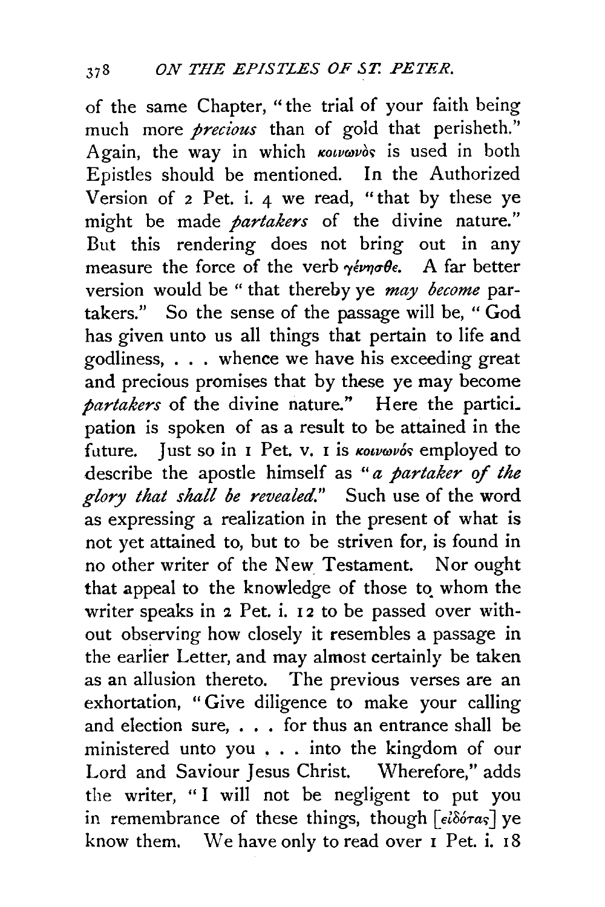of the same Chapter, "the trial of your faith being much more *precious* than of gold that perisheth." Again, the way in which κοινωνὸς is used in both Epistles should be mentioned. In the Authorized Version of 2 Pet. i. 4 we read, "that by these ye might be made *partakers* of the divine nature." But this rendering does not bring out in any measure the force of the verb γένησθε. A far better version would be "that thereby ye *may become* partakers." So the sense of the passage will be, "God has given unto us all things that pertain to life and godliness, . . . whence we have his exceeding great and precious promises that by these ye may become *partakers* of the divine nature." Here the participation is spoken of as a result to be attained in the future. Just so in 1 Pet. v. 1 is κοινωνὸς employed to describe the apostle himself as "*a partaker of the glory that shall be revealed.*" Such use of the word as expressing a realization in the present of what is not yet attained to, but to be striven for, is found in no other writer of the New Testament. Nor ought that appeal to the knowledge of those to whom the writer speaks in 2 Pet. i. 12 to be passed over without observing how closely it resembles a passage in the earlier Letter, and may almost certainly be taken as an allusion thereto. The previous verses are an exhortation, "Give diligence to make your calling and election sure, . . . for thus an entrance shall be ministered unto you . . . into the kingdom of our Lord and Saviour Jesus Christ. Wherefore," adds the writer, "I will not be negligent to put you in remembrance of these things, though [εἰδότας] ye know them. We have only to read over 1 Pet. i. 18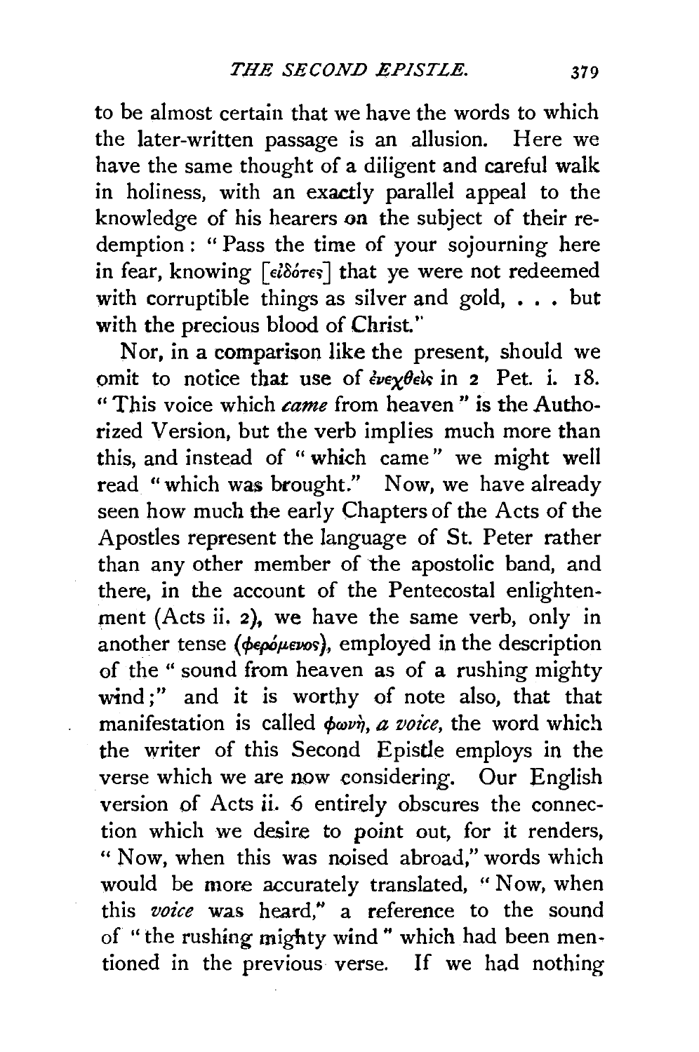to be almost certain that we have the words to which the later-written passage is an allusion. Here we have the same thought of a diligent and careful walk in holiness, with an exactly parallel appeal to the knowledge of his hearers on the subject of their redemption: "Pass the time of your sojourning here in fear, knowing [εἰδότες] that ye were not redeemed with corruptible things as silver and gold, . . . but with the precious blood of Christ."

Nor, in a comparison like the present, should we omit to notice that use of ἐνεχθεὶς in 2 Pet. i. 18. "This voice which *came* from heaven" is the Authorized Version, but the verb implies much more than this, and instead of "which came" we might well read "which was brought." Now, we have already seen how much the early Chapters of the Acts of the Apostles represent the language of St. Peter rather than any other member of the apostolic band, and there, in the account of the Pentecostal enlightenment (Acts ii. 2), we have the same verb, only in another tense (φερόμενος), employed in the description of the "sound from heaven as of a rushing mighty wind;" and it is worthy of note also, that that manifestation is called φωνή, *a voice*, the word which the writer of this Second Epistle employs in the verse which we are now considering. Our English version of Acts ii. 6 entirely obscures the connection which we desire to point out, for it renders, "Now, when this was noised abroad," words which would be more accurately translated, "Now, when this *voice* was heard," a reference to the sound of "the rushing mighty wind" which had been mentioned in the previous verse. If we had nothing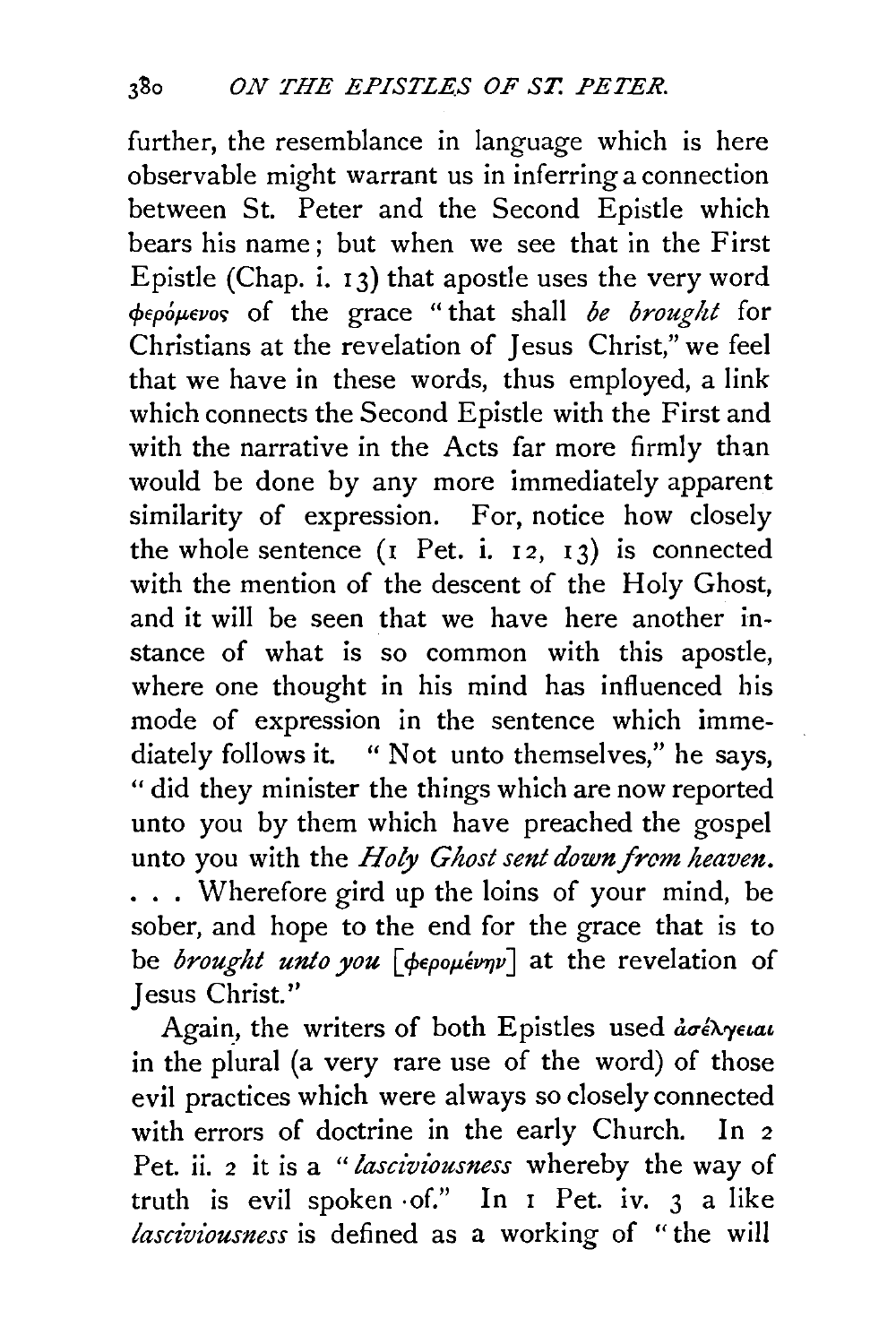further, the resemblance in language which is here observable might warrant us in inferring a connection between St. Peter and the Second Epistle which bears his name; but when we see that in the First Epistle (Chap. i. 13) that apostle uses the very word φερόμενος of the grace "that shall *be brought* for Christians at the revelation of Jesus Christ," we feel that we have in these words, thus employed, a link which connects the Second Epistle with the First and with the narrative in the Acts far more firmly than would be done by any more immediately apparent similarity of expression. For, notice how closely the whole sentence (1 Pet. i. 12, 13) is connected with the mention of the descent of the Holy Ghost, and it will be seen that we have here another instance of what is so common with this apostle, where one thought in his mind has influenced his mode of expression in the sentence which immediately follows it. "Not unto themselves," he says, "did they minister the things which are now reported unto you by them which have preached the gospel unto you with the *Holy Ghost sent down from heaven*. . . . Wherefore gird up the loins of your mind, be sober, and hope to the end for the grace that is to be *brought unto you* [φερομένην] at the revelation of Jesus Christ."

Again, the writers of both Epistles used ἀσέλγειαι in the plural (a very rare use of the word) of those evil practices which were always so closely connected with errors of doctrine in the early Church. In 2 Pet. ii. 2 it is a "*lasciviousness* whereby the way of truth is evil spoken of." In 1 Pet. iv. 3 a like *lasciviousness* is defined as a working of "the will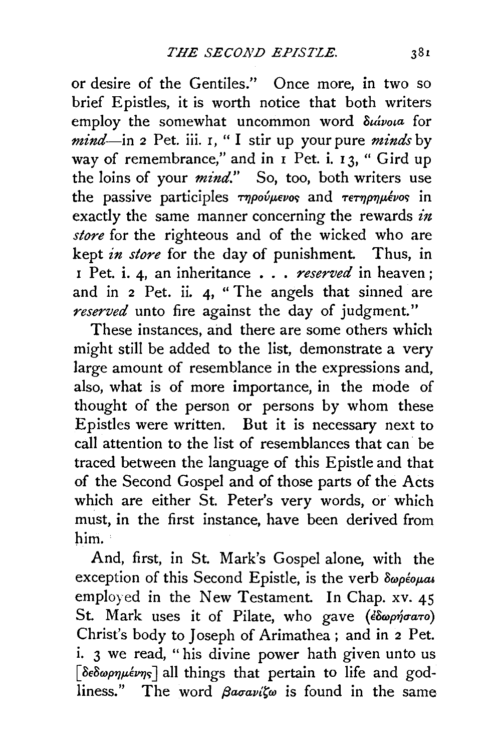or desire of the Gentiles." Once more, in two so brief Epistles, it is worth notice that both writers employ the somewhat uncommon word διάνοια for *mind*—in 2 Pet. iii. 1, "I stir up your pure *minds* by way of remembrance," and in 1 Pet. i. 13, "Gird up the loins of your *mind*." So, too, both writers use the passive participles τηρούμενος and τετηρημένος in exactly the same manner concerning the rewards *in store* for the righteous and of the wicked who are kept *in store* for the day of punishment. Thus, in 1 Pet. i. 4, an inheritance . . . *reserved* in heaven; and in 2 Pet. ii. 4, "The angels that sinned are *reserved* unto fire against the day of judgment."

These instances, and there are some others which might still be added to the list, demonstrate a very large amount of resemblance in the expressions and, also, what is of more importance, in the mode of thought of the person or persons by whom these Epistles were written. But it is necessary next to call attention to the list of resemblances that can be traced between the language of this Epistle and that of the Second Gospel and of those parts of the Acts which are either St. Peter's very words, or which must, in the first instance, have been derived from him.

And, first, in St. Mark's Gospel alone, with the exception of this Second Epistle, is the verb δωρέομαι employed in the New Testament. In Chap. xv. 45 St. Mark uses it of Pilate, who gave (ἐδωρήσατο) Christ's body to Joseph of Arimathea; and in 2 Pet. i. 3 we read, "his divine power hath given unto us [δεδωρημένης] all things that pertain to life and godliness." The word βασανίζω is found in the same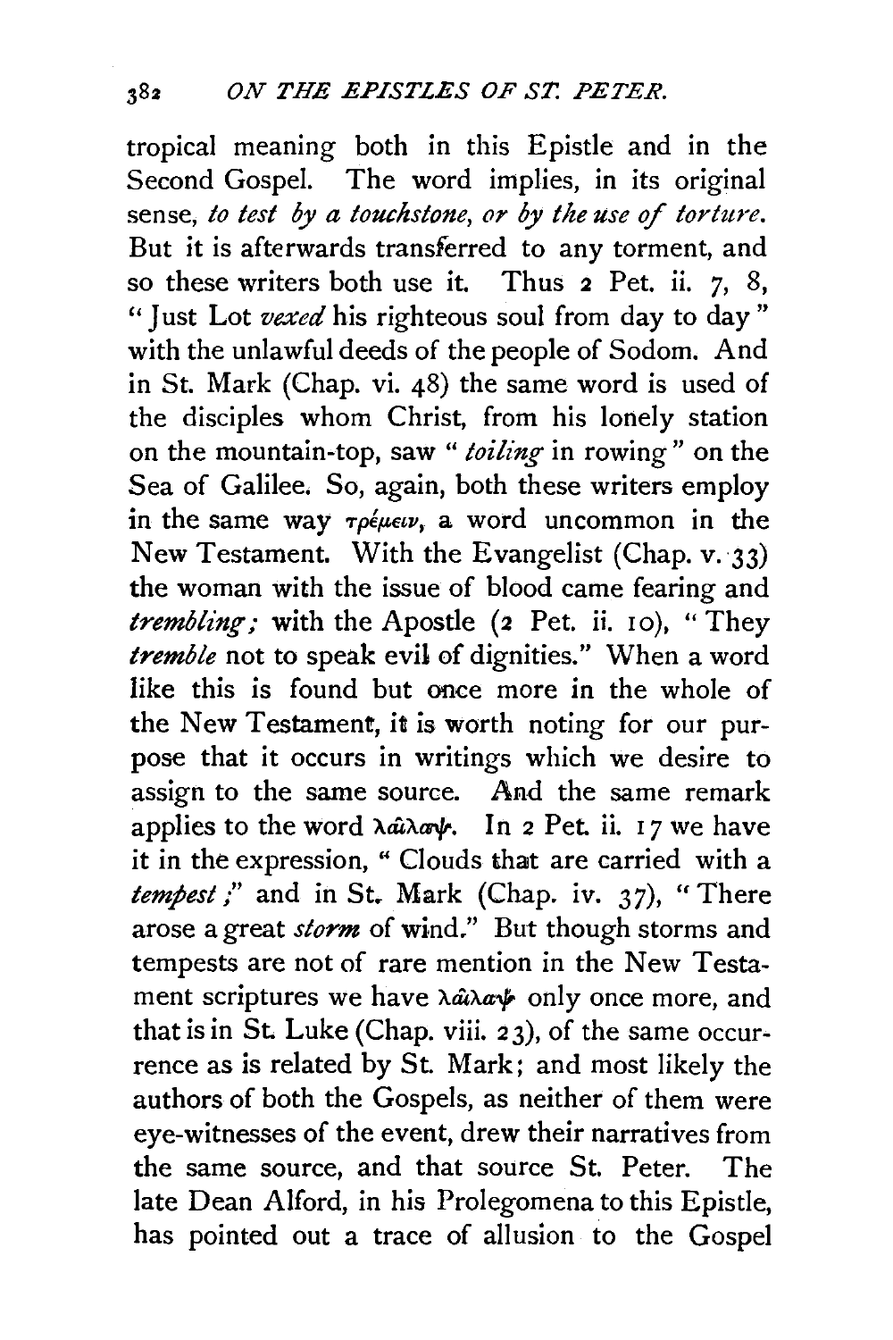tropical meaning both in this Epistle and in the Second Gospel. The word implies, in its original sense, *to test by a touchstone, or by the use of torture.* But it is afterwards transferred to any torment, and so these writers both use it. Thus 2 Pet. ii. 7, 8, "Just Lot *vexed* his righteous soul from day to day" with the unlawful deeds of the people of Sodom. And in St. Mark (Chap. vi. 48) the same word is used of the disciples whom Christ, from his lonely station on the mountain-top, saw "*toiling* in rowing" on the Sea of Galilee. So, again, both these writers employ in the same way τρέμειν, a word uncommon in the New Testament. With the Evangelist (Chap. v. 33) the woman with the issue of blood came fearing and *trembling;* with the Apostle (2 Pet. ii. 10), "They *tremble* not to speak evil of dignities." When a word like this is found but once more in the whole of the New Testament, it is worth noting for our purpose that it occurs in writings which we desire to assign to the same source. And the same remark applies to the word λαῖλαψ. In 2 Pet. ii. 17 we have it in the expression, "Clouds that are carried with a *tempest;*" and in St. Mark (Chap. iv. 37), "There arose a great *storm* of wind." But though storms and tempests are not of rare mention in the New Testament scriptures we have λαῖλαψ only once more, and that is in St. Luke (Chap. viii. 23), of the same occurrence as is related by St. Mark; and most likely the authors of both the Gospels, as neither of them were eye-witnesses of the event, drew their narratives from the same source, and that source St. Peter. The late Dean Alford, in his Prolegomena to this Epistle, has pointed out a trace of allusion to the Gospel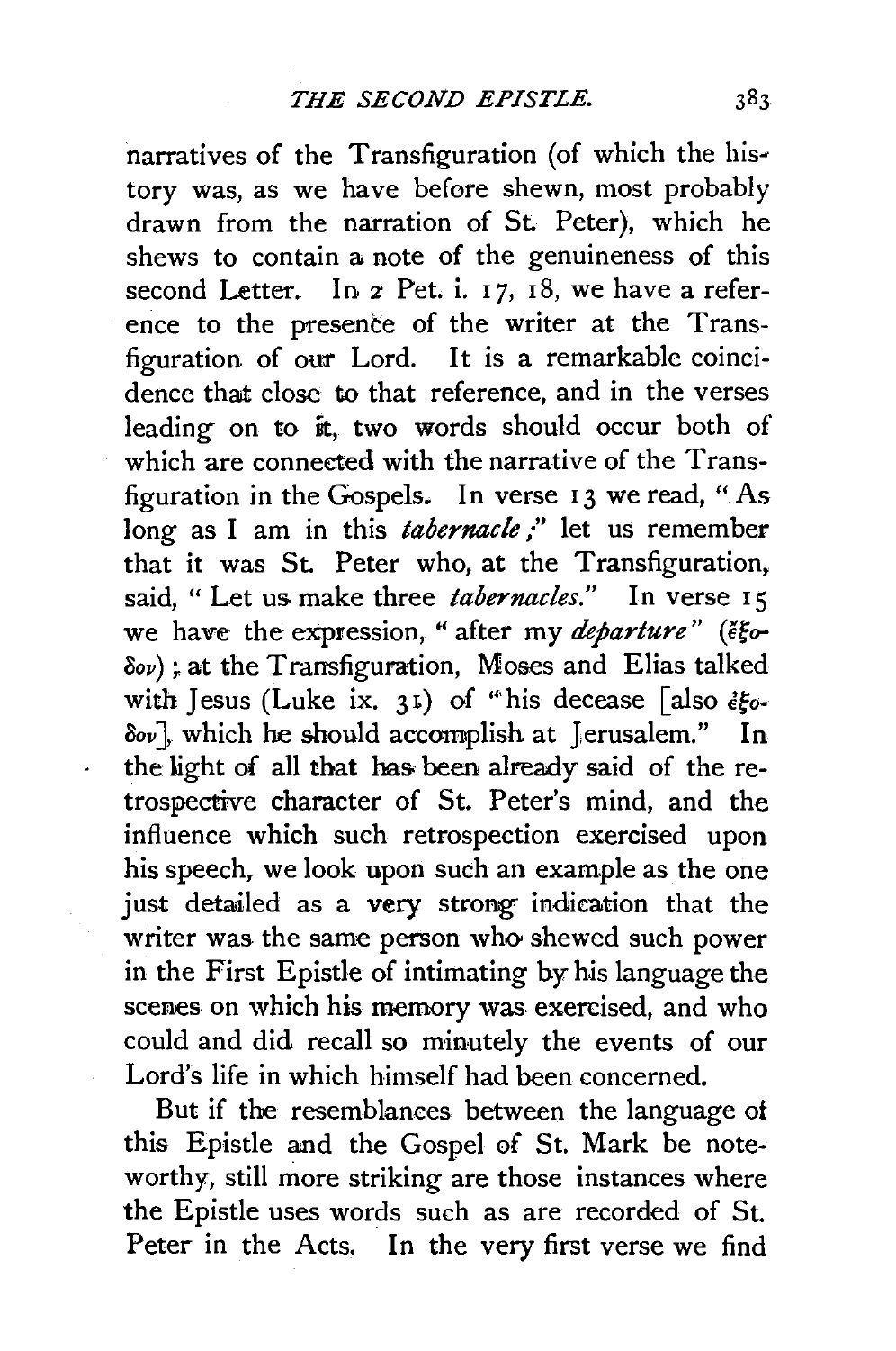narratives of the Transfiguration (of which the history was, as we have before shewn, most probably drawn from the narration of St. Peter), which he shews to contain a note of the genuineness of this second Letter. In 2 Pet. i. 17, 18, we have a reference to the presence of the writer at the Transfiguration of our Lord. It is a remarkable coincidence that close to that reference, and in the verses leading on to it, two words should occur both of which are connected with the narrative of the Transfiguration in the Gospels. In verse 13 we read, "As long as I am in this *tabernacle*;" let us remember that it was St. Peter who, at the Transfiguration, said, "Let us make three *tabernacles*." In verse 15 we have the expression, "after my *departure*" (ἔξοδον); at the Transfiguration, Moses and Elias talked with Jesus (Luke ix. 31) of "his decease [also ἔξοδον], which he should accomplish at Jerusalem." In the light of all that has been already said of the retrospective character of St. Peter's mind, and the influence which such retrospection exercised upon his speech, we look upon such an example as the one just detailed as a very strong indication that the writer was the same person who shewed such power in the First Epistle of intimating by his language the scenes on which his memory was exercised, and who could and did recall so minutely the events of our Lord's life in which himself had been concerned.

But if the resemblances between the language of this Epistle and the Gospel of St. Mark be noteworthy, still more striking are those instances where the Epistle uses words such as are recorded of St. Peter in the Acts. In the very first verse we find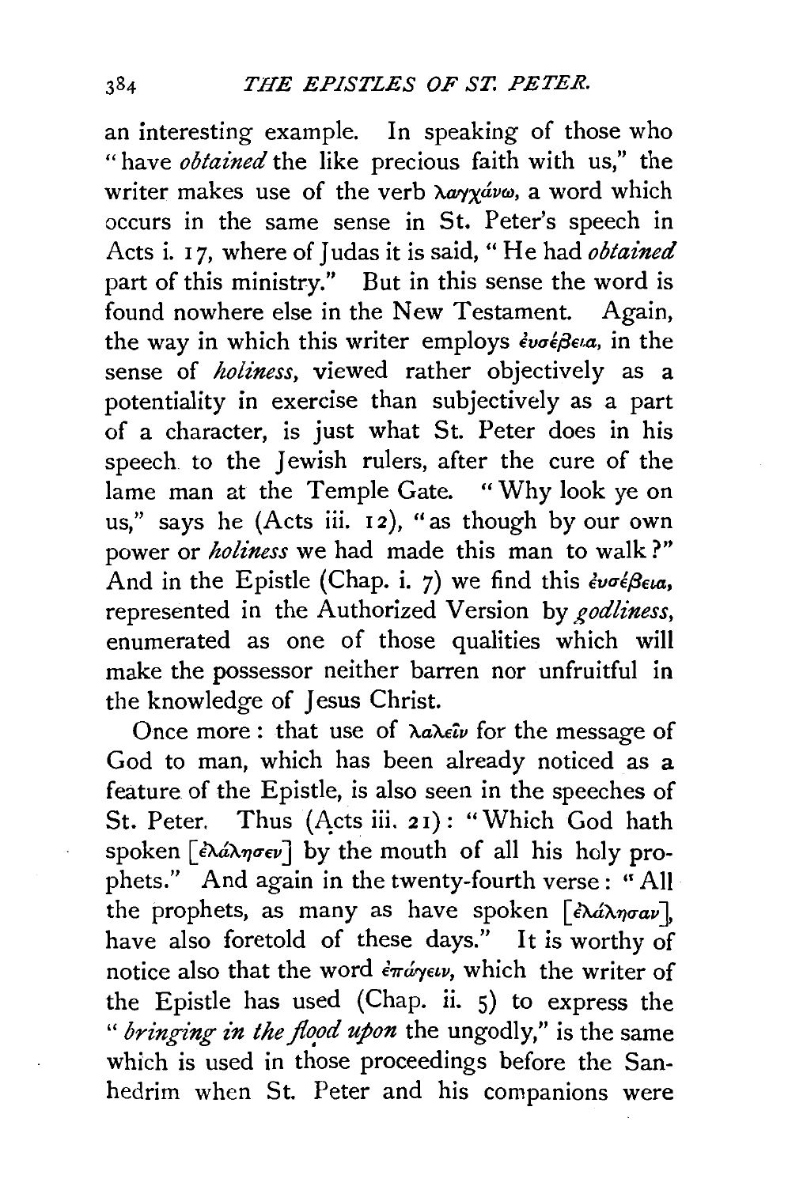an interesting example. In speaking of those who "have *obtained* the like precious faith with us," the writer makes use of the verb λαγχάνω, a word which occurs in the same sense in St. Peter's speech in Acts i. 17, where of Judas it is said, "He had *obtained* part of this ministry." But in this sense the word is found nowhere else in the New Testament. Again, the way in which this writer employs ἐυσέβεια, in the sense of *holiness*, viewed rather objectively as a potentiality in exercise than subjectively as a part of a character, is just what St. Peter does in his speech to the Jewish rulers, after the cure of the lame man at the Temple Gate. "Why look ye on us," says he (Acts iii. 12), "as though by our own power or *holiness* we had made this man to walk?" And in the Epistle (Chap. i. 7) we find this ἐυσέβεια, represented in the Authorized Version by *godliness*, enumerated as one of those qualities which will make the possessor neither barren nor unfruitful in the knowledge of Jesus Christ.

Once more: that use of λαλεῖν for the message of God to man, which has been already noticed as a feature of the Epistle, is also seen in the speeches of St. Peter. Thus (Acts iii. 21): "Which God hath spoken [ἐλάλησεν] by the mouth of all his holy prophets." And again in the twenty-fourth verse: "All the prophets, as many as have spoken [ἐλάλησαν], have also foretold of these days." It is worthy of notice also that the word ἐπάγειν, which the writer of the Epistle has used (Chap. ii. 5) to express the "*bringing in the flood upon* the ungodly," is the same which is used in those proceedings before the Sanhedrim when St. Peter and his companions were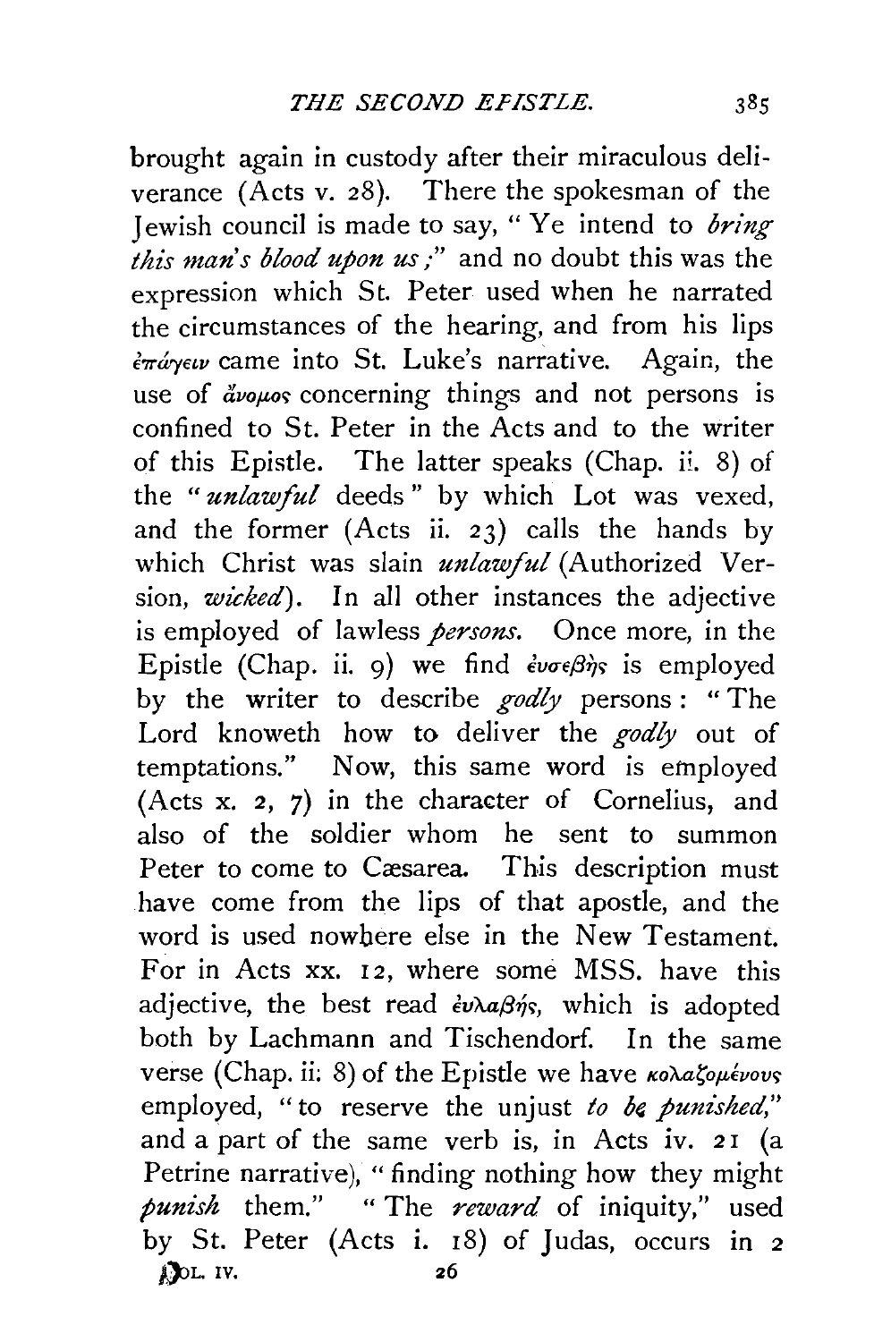brought again in custody after their miraculous deliverance (Acts v. 28). There the spokesman of the Jewish council is made to say, "Ye intend to *bring this man's blood upon us*;" and no doubt this was the expression which St. Peter used when he narrated the circumstances of the hearing, and from his lips ἐπάγειν came into St. Luke's narrative. Again, the use of ἄνομος concerning things and not persons is confined to St. Peter in the Acts and to the writer of this Epistle. The latter speaks (Chap. ii. 8) of the "*unlawful* deeds" by which Lot was vexed, and the former (Acts ii. 23) calls the hands by which Christ was slain *unlawful* (Authorized Version, *wicked*). In all other instances the adjective is employed of lawless *persons*. Once more, in the Epistle (Chap. ii. 9) we find εὐσεβής is employed by the writer to describe *godly* persons: "The Lord knoweth how to deliver the *godly* out of temptations." Now, this same word is employed (Acts x. 2, 7) in the character of Cornelius, and also of the soldier whom he sent to summon Peter to come to Cæsarea. This description must have come from the lips of that apostle, and the word is used nowhere else in the New Testament. For in Acts xx. 12, where some MSS. have this adjective, the best read εὐλαβής, which is adopted both by Lachmann and Tischendorf. In the same verse (Chap. ii. 8) of the Epistle we have κολαζομένους employed, "to reserve the unjust *to be punished*," and a part of the same verb is, in Acts iv. 21 (a Petrine narrative), "finding nothing how they might *punish* them." "The *reward* of iniquity," used by St. Peter (Acts i. 18) of Judas, occurs in 2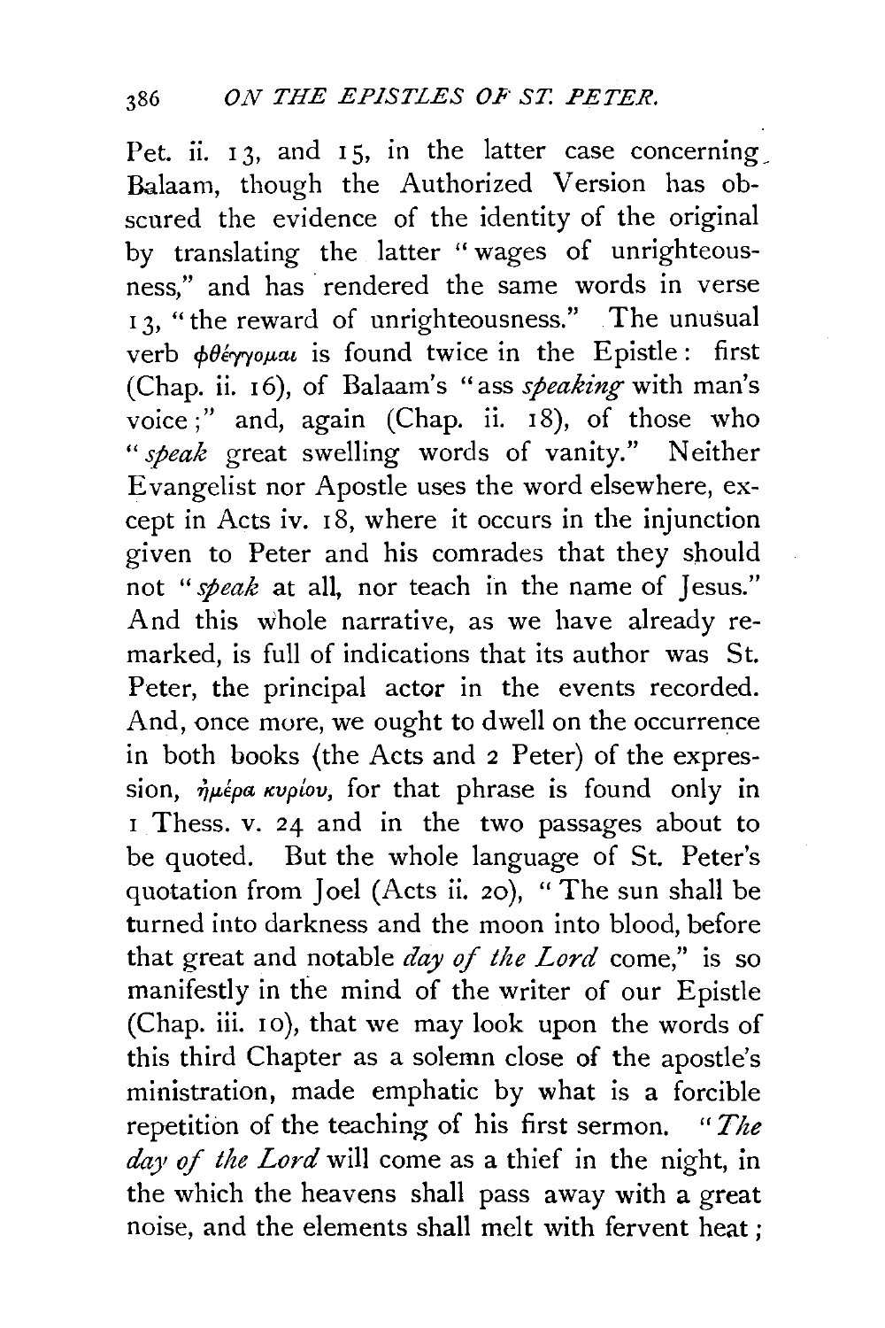Pet. ii. 13, and 15, in the latter case concerning Balaam, though the Authorized Version has obscured the evidence of the identity of the original by translating the latter "wages of unrighteousness," and has rendered the same words in verse 13, "the reward of unrighteousness." The unusual verb φθέγγομαι is found twice in the Epistle: first (Chap. ii. 16), of Balaam's "ass *speaking* with man's voice;" and, again (Chap. ii. 18), of those who "*speak* great swelling words of vanity." Neither Evangelist nor Apostle uses the word elsewhere, except in Acts iv. 18, where it occurs in the injunction given to Peter and his comrades that they should not "*speak* at all, nor teach in the name of Jesus." And this whole narrative, as we have already remarked, is full of indications that its author was St. Peter, the principal actor in the events recorded. And, once more, we ought to dwell on the occurrence in both books (the Acts and 2 Peter) of the expression, ἡμέρα κυρίου, for that phrase is found only in 1 Thess. v. 24 and in the two passages about to be quoted. But the whole language of St. Peter's quotation from Joel (Acts ii. 20), "The sun shall be turned into darkness and the moon into blood, before that great and notable *day of the Lord* come," is so manifestly in the mind of the writer of our Epistle (Chap. iii. 10), that we may look upon the words of this third Chapter as a solemn close of the apostle's ministration, made emphatic by what is a forcible repetition of the teaching of his first sermon. "*The day of the Lord* will come as a thief in the night, in the which the heavens shall pass away with a great noise, and the elements shall melt with fervent heat;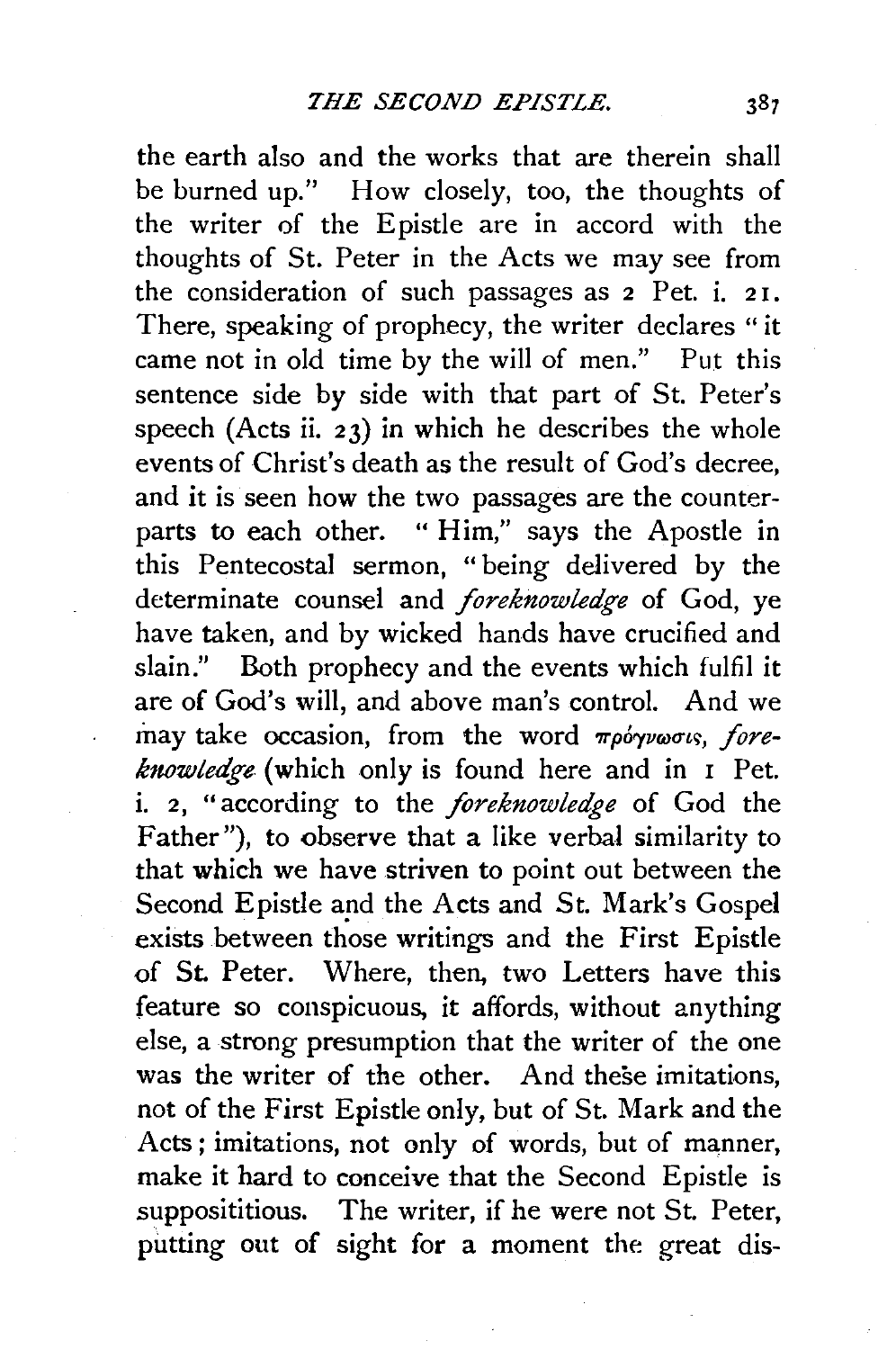the earth also and the works that are therein shall be burned up." How closely, too, the thoughts of the writer of the Epistle are in accord with the thoughts of St. Peter in the Acts we may see from the consideration of such passages as 2 Pet. i. 21. There, speaking of prophecy, the writer declares "it came not in old time by the will of men." Put this sentence side by side with that part of St. Peter's speech (Acts ii. 23) in which he describes the whole events of Christ's death as the result of God's decree, and it is seen how the two passages are the counterparts to each other. "Him," says the Apostle in this Pentecostal sermon, "being delivered by the determinate counsel and *foreknowledge* of God, ye have taken, and by wicked hands have crucified and slain." Both prophecy and the events which fulfil it are of God's will, and above man's control. And we may take occasion, from the word πρόγνωσις, *foreknowledge* (which only is found here and in 1 Pet. i. 2, "according to the *foreknowledge* of God the Father"), to observe that a like verbal similarity to that which we have striven to point out between the Second Epistle and the Acts and St. Mark's Gospel exists between those writings and the First Epistle of St. Peter. Where, then, two Letters have this feature so conspicuous, it affords, without anything else, a strong presumption that the writer of the one was the writer of the other. And these imitations, not of the First Epistle only, but of St. Mark and the Acts; imitations, not only of words, but of manner, make it hard to conceive that the Second Epistle is supposititious. The writer, if he were not St. Peter, putting out of sight for a moment the great dis-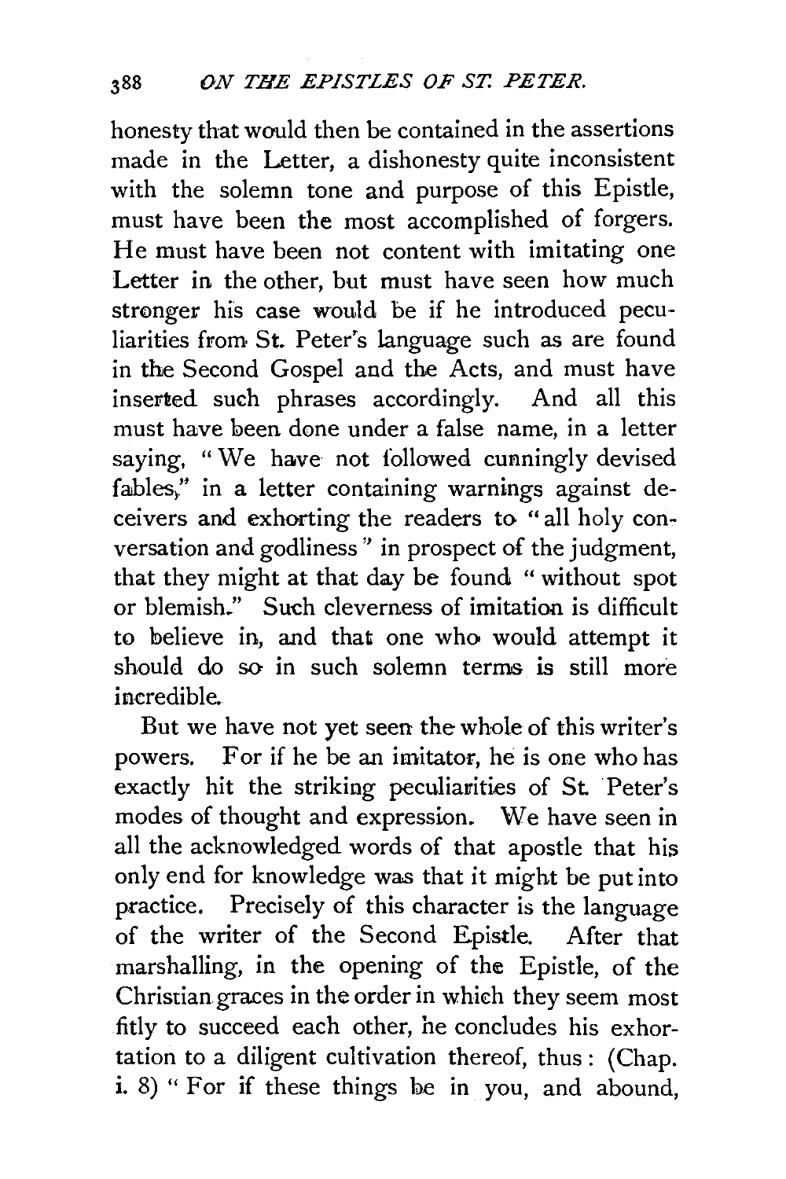honesty that would then be contained in the assertions made in the Letter, a dishonesty quite inconsistent with the solemn tone and purpose of this Epistle, must have been the most accomplished of forgers. He must have been not content with imitating one Letter in the other, but must have seen how much stronger his case would be if he introduced peculiarities from St. Peter's language such as are found in the Second Gospel and the Acts, and must have inserted such phrases accordingly. And all this must have been done under a false name, in a letter saying, "We have not followed cunningly devised fables," in a letter containing warnings against deceivers and exhorting the readers to "all holy conversation and godliness" in prospect of the judgment, that they might at that day be found "without spot or blemish." Such cleverness of imitation is difficult to believe in, and that one who would attempt it should do so in such solemn terms is still more incredible.

But we have not yet seen the whole of this writer's powers. For if he be an imitator, he is one who has exactly hit the striking peculiarities of St. Peter's modes of thought and expression. We have seen in all the acknowledged words of that apostle that his only end for knowledge was that it might be put into practice. Precisely of this character is the language of the writer of the Second Epistle. After that marshalling, in the opening of the Epistle, of the Christian graces in the order in which they seem most fitly to succeed each other, he concludes his exhortation to a diligent cultivation thereof, thus: (Chap. i. 8) "For if these things be in you, and abound,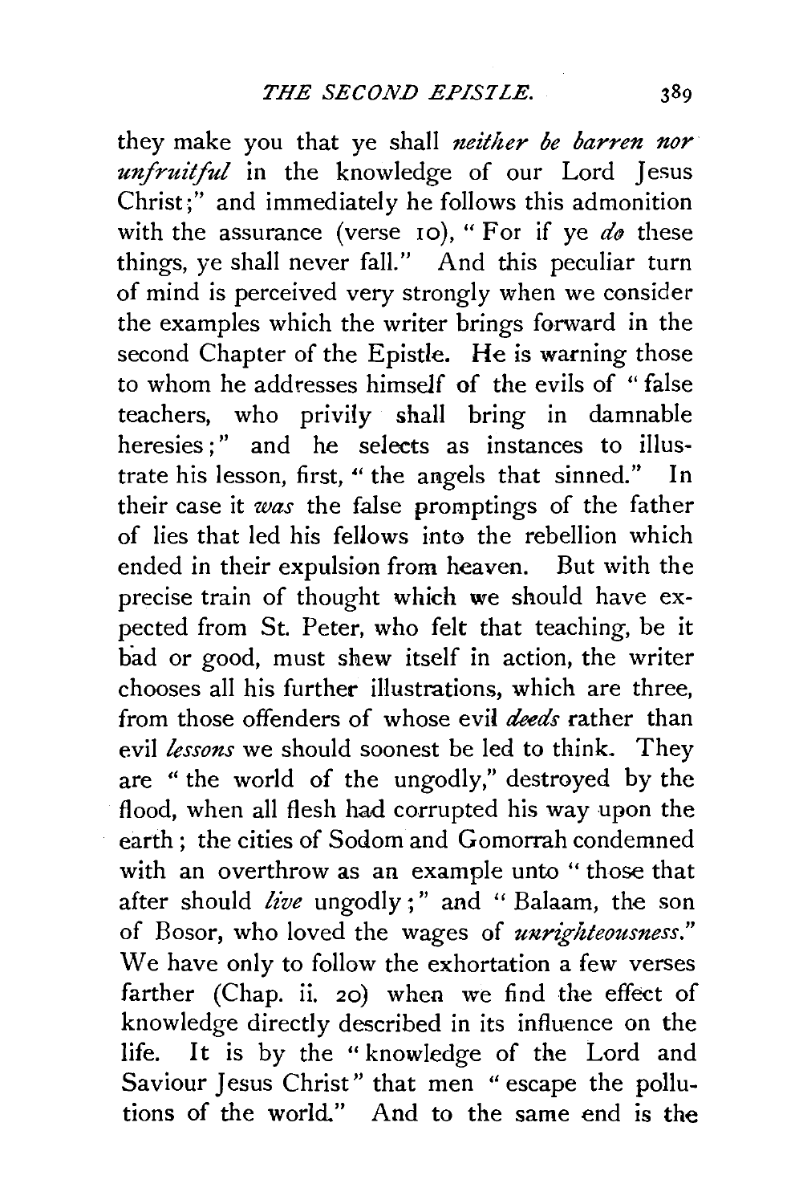they make you that ye shall *neither be barren nor unfruitful* in the knowledge of our Lord Jesus Christ;" and immediately he follows this admonition with the assurance (verse 10), "For if ye *do* these things, ye shall never fall." And this peculiar turn of mind is perceived very strongly when we consider the examples which the writer brings forward in the second Chapter of the Epistle. He is warning those to whom he addresses himself of the evils of "false teachers, who privily shall bring in damnable heresies;" and he selects as instances to illustrate his lesson, first, "the angels that sinned." In their case it *was* the false promptings of the father of lies that led his fellows into the rebellion which ended in their expulsion from heaven. But with the precise train of thought which we should have expected from St. Peter, who felt that teaching, be it bad or good, must shew itself in action, the writer chooses all his further illustrations, which are three, from those offenders of whose evil *deeds* rather than evil *lessons* we should soonest be led to think. They are "the world of the ungodly," destroyed by the flood, when all flesh had corrupted his way upon the earth; the cities of Sodom and Gomorrah condemned with an overthrow as an example unto "those that after should *live* ungodly;" and "Balaam, the son of Bosor, who loved the wages of *unrighteousness*." We have only to follow the exhortation a few verses farther (Chap. ii. 20) when we find the effect of knowledge directly described in its influence on the life. It is by the "knowledge of the Lord and Saviour Jesus Christ" that men "escape the pollutions of the world." And to the same end is the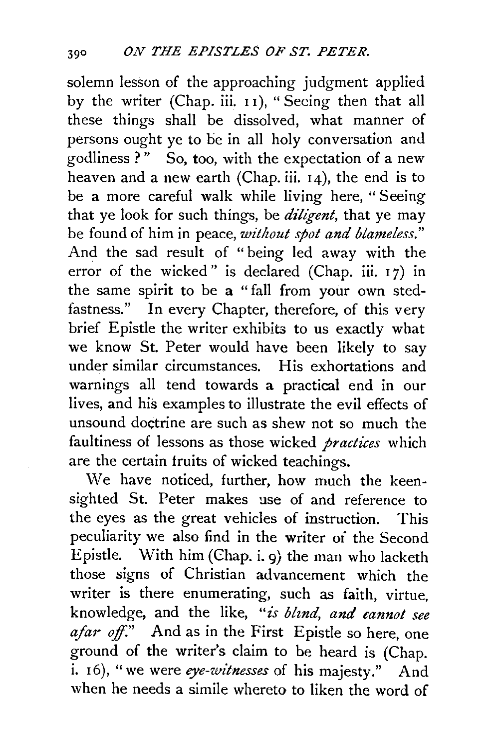solemn lesson of the approaching judgment applied by the writer (Chap. iii. 11), "Seeing then that all these things shall be dissolved, what manner of persons ought ye to be in all holy conversation and godliness?" So, too, with the expectation of a new heaven and a new earth (Chap. iii. 14), the end is to be a more careful walk while living here, "Seeing that ye look for such things, be *diligent*, that ye may be found of him in peace, *without spot and blameless*." And the sad result of "being led away with the error of the wicked" is declared (Chap. iii. 17) in the same spirit to be a "fall from your own stedfastness." In every Chapter, therefore, of this very brief Epistle the writer exhibits to us exactly what we know St. Peter would have been likely to say under similar circumstances. His exhortations and warnings all tend towards a practical end in our lives, and his examples to illustrate the evil effects of unsound doctrine are such as shew not so much the faultiness of lessons as those wicked *practices* which are the certain fruits of wicked teachings.

We have noticed, further, how much the keen-sighted St. Peter makes use of and reference to the eyes as the great vehicles of instruction. This peculiarity we also find in the writer of the Second Epistle. With him (Chap. i. 9) the man who lacketh those signs of Christian advancement which the writer is there enumerating, such as faith, virtue, knowledge, and the like, "*is blind, and cannot see afar off*." And as in the First Epistle so here, one ground of the writer's claim to be heard is (Chap. i. 16), "we were *eye-witnesses* of his majesty." And when he needs a simile whereto to liken the word of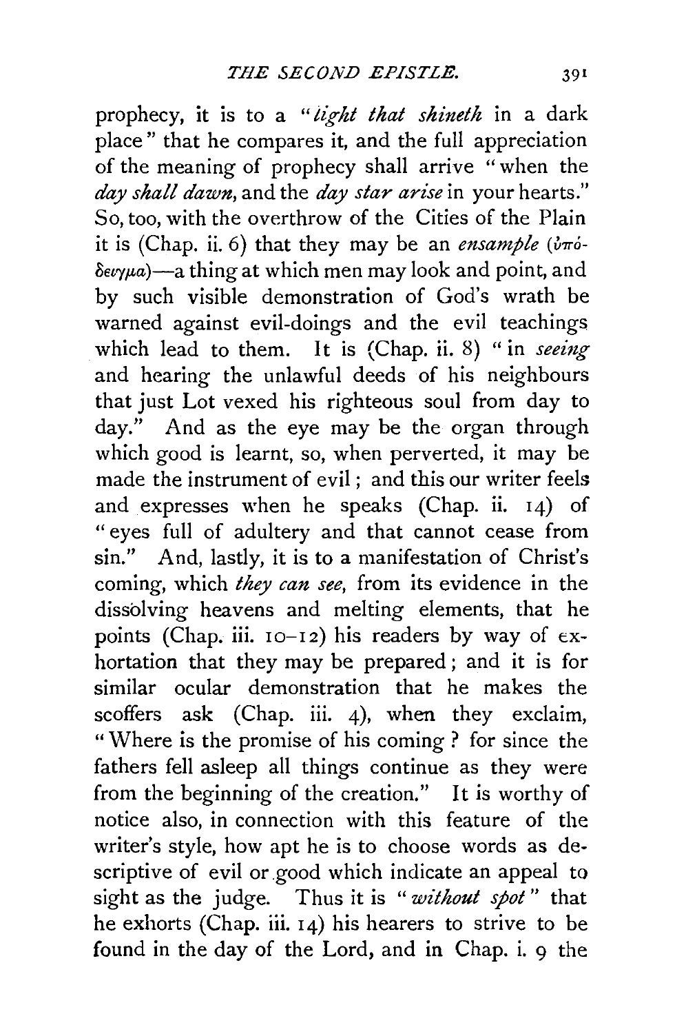prophecy, it is to a "*light that shineth* in a dark place" that he compares it, and the full appreciation of the meaning of prophecy shall arrive "when the *day shall dawn,* and the *day star arise* in your hearts." So, too, with the overthrow of the Cities of the Plain it is (Chap. ii. 6) that they may be an *ensample* (ὑπό-δειγμα)—a thing at which men may look and point, and by such visible demonstration of God's wrath be warned against evil-doings and the evil teachings which lead to them. It is (Chap. ii. 8) "in *seeing* and hearing the unlawful deeds of his neighbours that just Lot vexed his righteous soul from day to day." And as the eye may be the organ through which good is learnt, so, when perverted, it may be made the instrument of evil; and this our writer feels and expresses when he speaks (Chap. ii. 14) of "eyes full of adultery and that cannot cease from sin." And, lastly, it is to a manifestation of Christ's coming, which *they can see,* from its evidence in the dissolving heavens and melting elements, that he points (Chap. iii. 10–12) his readers by way of exhortation that they may be prepared; and it is for similar ocular demonstration that he makes the scoffers ask (Chap. iii. 4), when they exclaim, "Where is the promise of his coming? for since the fathers fell asleep all things continue as they were from the beginning of the creation." It is worthy of notice also, in connection with this feature of the writer's style, how apt he is to choose words as descriptive of evil or good which indicate an appeal to sight as the judge. Thus it is "*without spot*" that he exhorts (Chap. iii. 14) his hearers to strive to be found in the day of the Lord, and in Chap. i. 9 the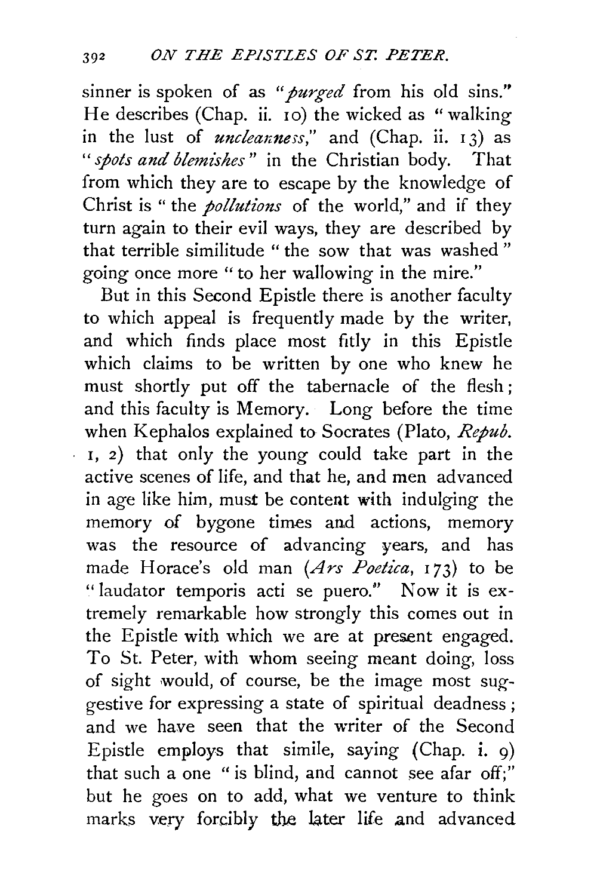sinner is spoken of as "*purged* from his old sins." He describes (Chap. ii. 10) the wicked as "walking in the lust of *uncleanness*," and (Chap. ii. 13) as "*spots and blemishes*" in the Christian body. That from which they are to escape by the knowledge of Christ is "the *pollutions* of the world," and if they turn again to their evil ways, they are described by that terrible similitude "the sow that was washed" going once more "to her wallowing in the mire."

But in this Second Epistle there is another faculty to which appeal is frequently made by the writer, and which finds place most fitly in this Epistle which claims to be written by one who knew he must shortly put off the tabernacle of the flesh; and this faculty is Memory. Long before the time when Kephalos explained to Socrates (Plato, *Repub.* 1, 2) that only the young could take part in the active scenes of life, and that he, and men advanced in age like him, must be content with indulging the memory of bygone times and actions, memory was the resource of advancing years, and has made Horace's old man (*Ars Poetica*, 173) to be "laudator temporis acti se puero." Now it is extremely remarkable how strongly this comes out in the Epistle with which we are at present engaged. To St. Peter, with whom seeing meant doing, loss of sight would, of course, be the image most suggestive for expressing a state of spiritual deadness; and we have seen that the writer of the Second Epistle employs that simile, saying (Chap. i. 9) that such a one "is blind, and cannot see afar off;" but he goes on to add, what we venture to think marks very forcibly the later life and advanced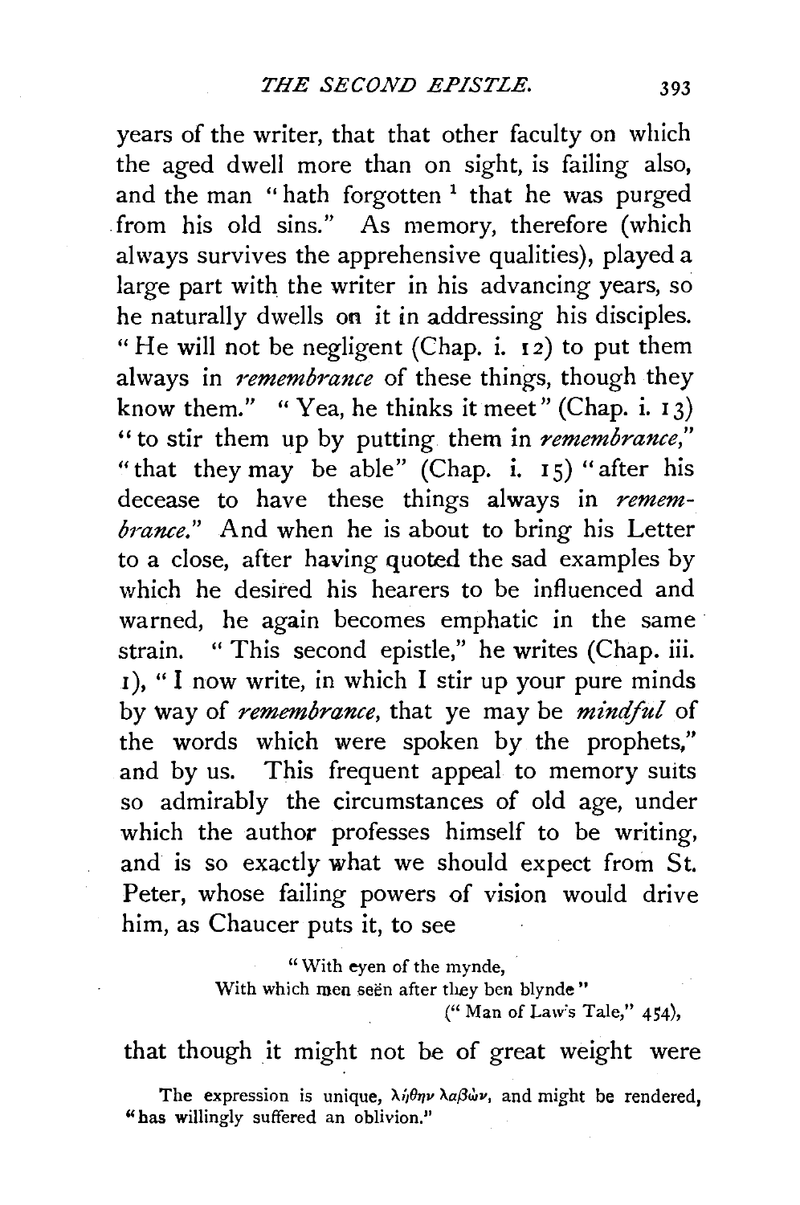years of the writer, that that other faculty on which the aged dwell more than on sight, is failing also, and the man "hath forgotten [1] that he was purged from his old sins." As memory, therefore (which always survives the apprehensive qualities), played a large part with the writer in his advancing years, so he naturally dwells on it in addressing his disciples. "He will not be negligent (Chap. i. 12) to put them always in *remembrance* of these things, though they know them." "Yea, he thinks it meet" (Chap. i. 13) "to stir them up by putting them in *remembrance*," "that they may be able" (Chap. i. 15) "after his decease to have these things always in *remembrance*." And when he is about to bring his Letter to a close, after having quoted the sad examples by which he desired his hearers to be influenced and warned, he again becomes emphatic in the same strain. "This second epistle," he writes (Chap. iii. 1), "I now write, in which I stir up your pure minds by way of *remembrance*, that ye may be *mindful* of the words which were spoken by the prophets," and by us. This frequent appeal to memory suits so admirably the circumstances of old age, under which the author professes himself to be writing, and is so exactly what we should expect from St. Peter, whose failing powers of vision would drive him, as Chaucer puts it, to see

> "With eyen of the mynde,
> With which men seën after they ben blynde"
> ("Man of Law's Tale," 454),

that though it might not be of great weight were

[1] The expression is unique, λήθην λαβών, and might be rendered, "has willingly suffered an oblivion."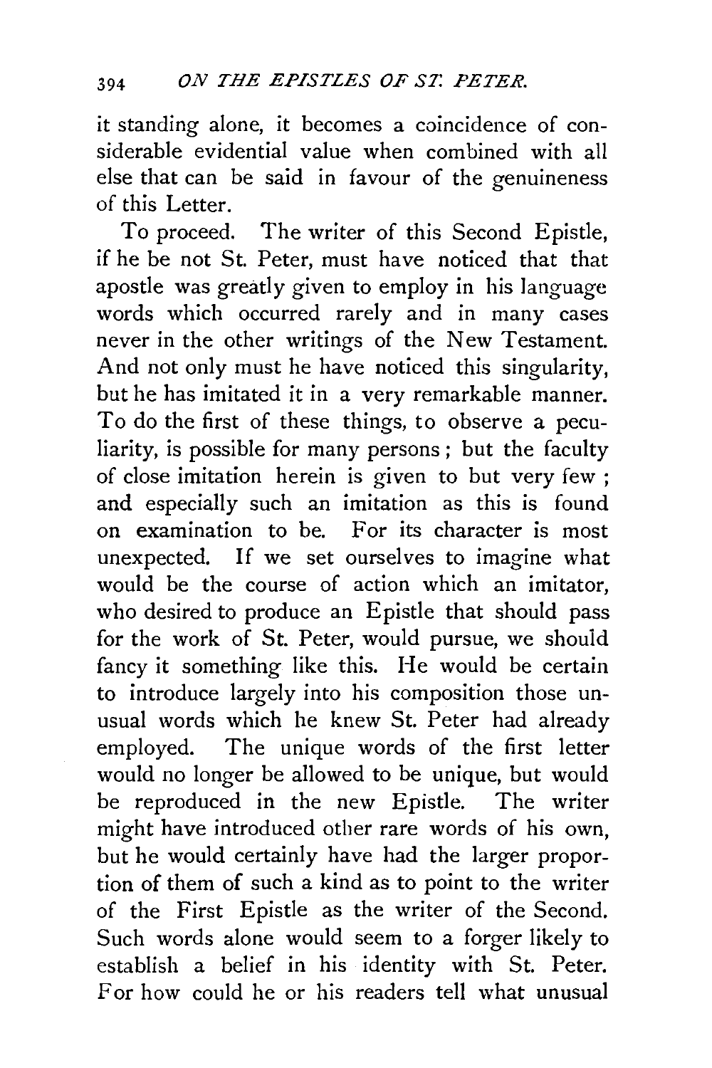it standing alone, it becomes a coincidence of considerable evidential value when combined with all else that can be said in favour of the genuineness of this Letter.

To proceed. The writer of this Second Epistle, if he be not St. Peter, must have noticed that that apostle was greatly given to employ in his language words which occurred rarely and in many cases never in the other writings of the New Testament. And not only must he have noticed this singularity, but he has imitated it in a very remarkable manner. To do the first of these things, to observe a peculiarity, is possible for many persons; but the faculty of close imitation herein is given to but very few; and especially such an imitation as this is found on examination to be. For its character is most unexpected. If we set ourselves to imagine what would be the course of action which an imitator, who desired to produce an Epistle that should pass for the work of St. Peter, would pursue, we should fancy it something like this. He would be certain to introduce largely into his composition those unusual words which he knew St. Peter had already employed. The unique words of the first letter would no longer be allowed to be unique, but would be reproduced in the new Epistle. The writer might have introduced other rare words of his own, but he would certainly have had the larger proportion of them of such a kind as to point to the writer of the First Epistle as the writer of the Second. Such words alone would seem to a forger likely to establish a belief in his identity with St. Peter. For how could he or his readers tell what unusual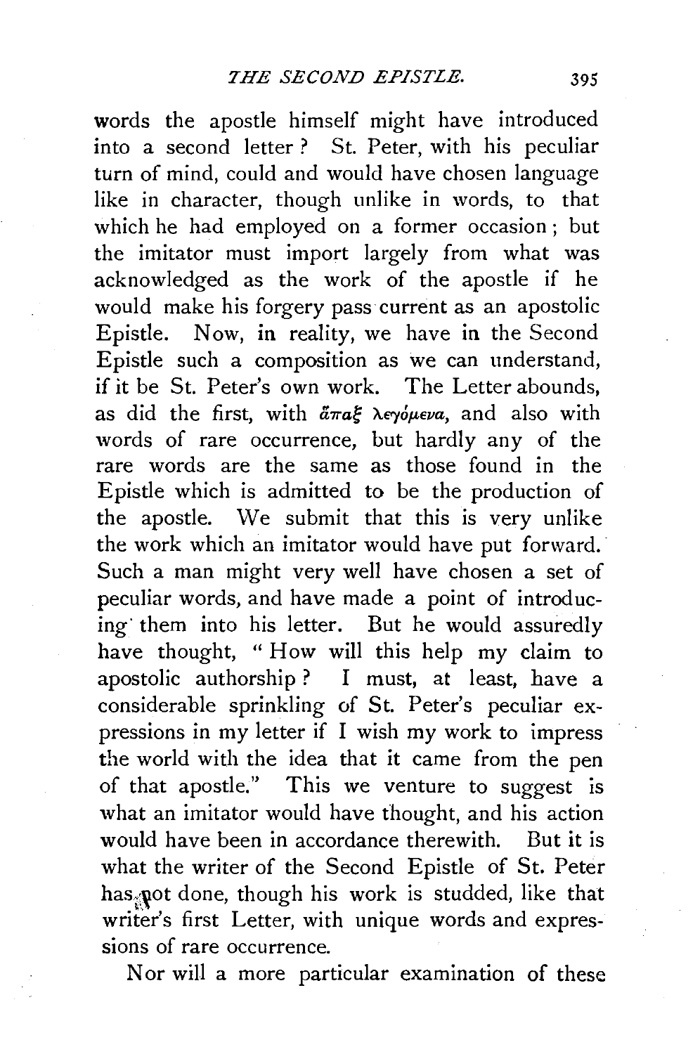words the apostle himself might have introduced into a second letter? St. Peter, with his peculiar turn of mind, could and would have chosen language like in character, though unlike in words, to that which he had employed on a former occasion; but the imitator must import largely from what was acknowledged as the work of the apostle if he would make his forgery pass current as an apostolic Epistle. Now, in reality, we have in the Second Epistle such a composition as we can understand, if it be St. Peter's own work. The Letter abounds, as did the first, with *ἅπαξ λεγόμενα*, and also with words of rare occurrence, but hardly any of the rare words are the same as those found in the Epistle which is admitted to be the production of the apostle. We submit that this is very unlike the work which an imitator would have put forward. Such a man might very well have chosen a set of peculiar words, and have made a point of introducing them into his letter. But he would assuredly have thought, "How will this help my claim to apostolic authorship? I must, at least, have a considerable sprinkling of St. Peter's peculiar expressions in my letter if I wish my work to impress the world with the idea that it came from the pen of that apostle." This we venture to suggest is what an imitator would have thought, and his action would have been in accordance therewith. But it is what the writer of the Second Epistle of St. Peter has not done, though his work is studded, like that writer's first Letter, with unique words and expressions of rare occurrence.

Nor will a more particular examination of these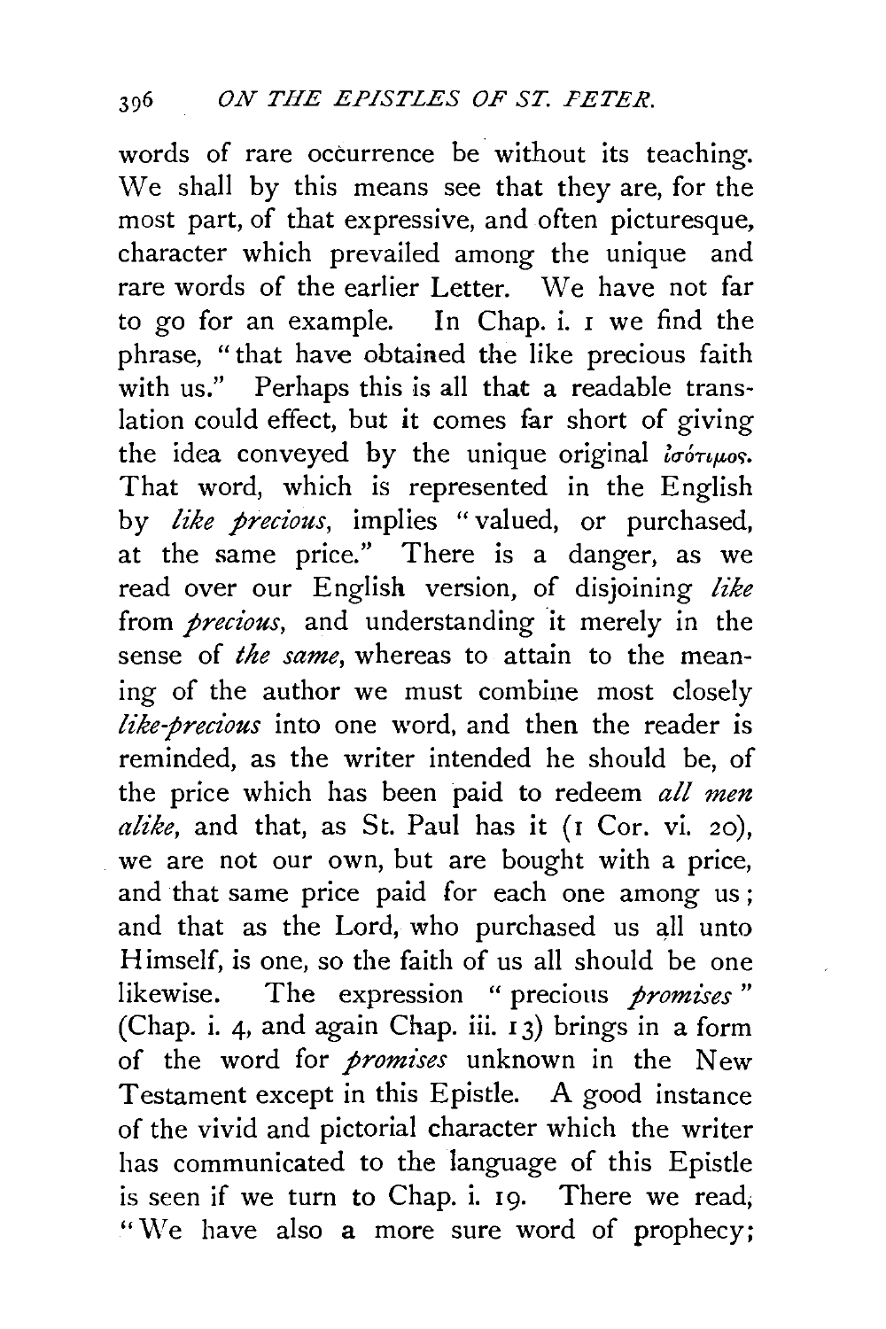words of rare occurrence be without its teaching. We shall by this means see that they are, for the most part, of that expressive, and often picturesque, character which prevailed among the unique and rare words of the earlier Letter. We have not far to go for an example. In Chap. i. 1 we find the phrase, "that have obtained the like precious faith with us." Perhaps this is all that a readable translation could effect, but it comes far short of giving the idea conveyed by the unique original ἰσότιμος. That word, which is represented in the English by *like precious*, implies "valued, or purchased, at the same price." There is a danger, as we read over our English version, of disjoining *like* from *precious*, and understanding it merely in the sense of *the same*, whereas to attain to the meaning of the author we must combine most closely *like-precious* into one word, and then the reader is reminded, as the writer intended he should be, of the price which has been paid to redeem *all men alike*, and that, as St. Paul has it (1 Cor. vi. 20), we are not our own, but are bought with a price, and that same price paid for each one among us; and that as the Lord, who purchased us all unto Himself, is one, so the faith of us all should be one likewise. The expression "precious *promises*" (Chap. i. 4, and again Chap. iii. 13) brings in a form of the word for *promises* unknown in the New Testament except in this Epistle. A good instance of the vivid and pictorial character which the writer has communicated to the language of this Epistle is seen if we turn to Chap. i. 19. There we read, "We have also a more sure word of prophecy;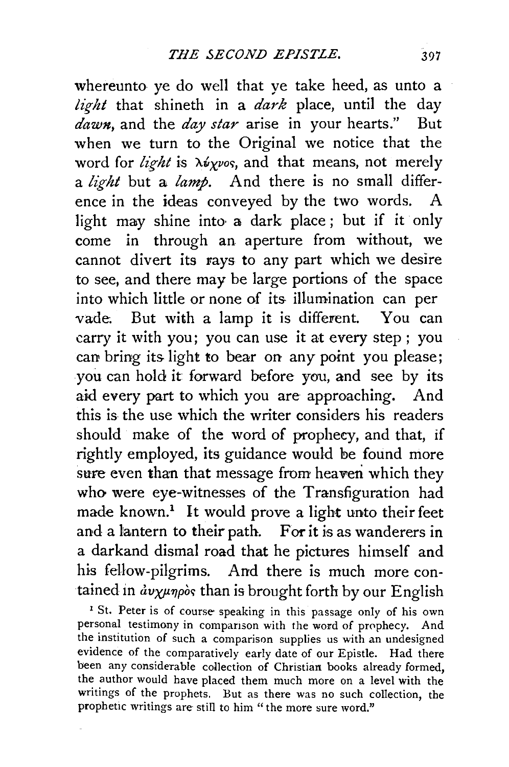whereunto ye do well that ye take heed, as unto a *light* that shineth in a *dark* place, until the day *dawn*, and the *day star* arise in your hearts." But when we turn to the Original we notice that the word for *light* is λύχνος, and that means, not merely a *light* but a *lamp*. And there is no small difference in the ideas conveyed by the two words. A light may shine into a dark place; but if it only come in through an aperture from without, we cannot divert its rays to any part which we desire to see, and there may be large portions of the space into which little or none of its illumination can pervade. But with a lamp it is different. You can carry it with you; you can use it at every step; you can bring its light to bear on any point you please; you can hold it forward before you, and see by its aid every part to which you are approaching. And this is the use which the writer considers his readers should make of the word of prophecy, and that, if rightly employed, its guidance would be found more sure even than that message from heaven which they who were eye-witnesses of the Transfiguration had made known.[1] It would prove a light unto their feet and a lantern to their path. For it is as wanderers in a darkand dismal road that he pictures himself and his fellow-pilgrims. And there is much more contained in αὐχμηρὸς than is brought forth by our English

[1] St. Peter is of course speaking in this passage only of his own personal testimony in comparison with the word of prophecy. And the institution of such a comparison supplies us with an undesigned evidence of the comparatively early date of our Epistle. Had there been any considerable collection of Christian books already formed, the author would have placed them much more on a level with the writings of the prophets. But as there was no such collection, the prophetic writings are still to him "the more sure word."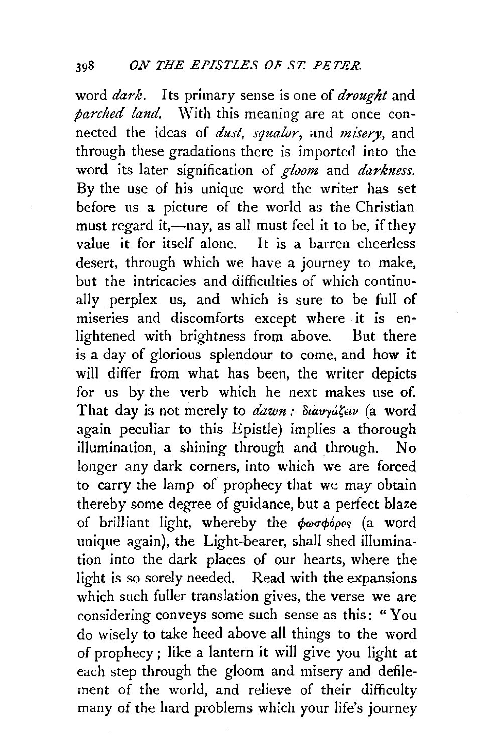word *dark*. Its primary sense is one of *drought* and *parched land*. With this meaning are at once connected the ideas of *dust*, *squalor*, and *misery*, and through these gradations there is imported into the word its later signification of *gloom* and *darkness*. By the use of his unique word the writer has set before us a picture of the world as the Christian must regard it,—nay, as all must feel it to be, if they value it for itself alone. It is a barren cheerless desert, through which we have a journey to make, but the intricacies and difficulties of which continually perplex us, and which is sure to be full of miseries and discomforts except where it is enlightened with brightness from above. But there is a day of glorious splendour to come, and how it will differ from what has been, the writer depicts for us by the verb which he next makes use of. That day is not merely to *dawn*: διαυγάζειν (a word again peculiar to this Epistle) implies a thorough illumination, a shining through and through. No longer any dark corners, into which we are forced to carry the lamp of prophecy that we may obtain thereby some degree of guidance, but a perfect blaze of brilliant light, whereby the φωσφόρος (a word unique again), the Light-bearer, shall shed illumination into the dark places of our hearts, where the light is so sorely needed. Read with the expansions which such fuller translation gives, the verse we are considering conveys some such sense as this: "You do wisely to take heed above all things to the word of prophecy; like a lantern it will give you light at each step through the gloom and misery and defilement of the world, and relieve of their difficulty many of the hard problems which your life's journey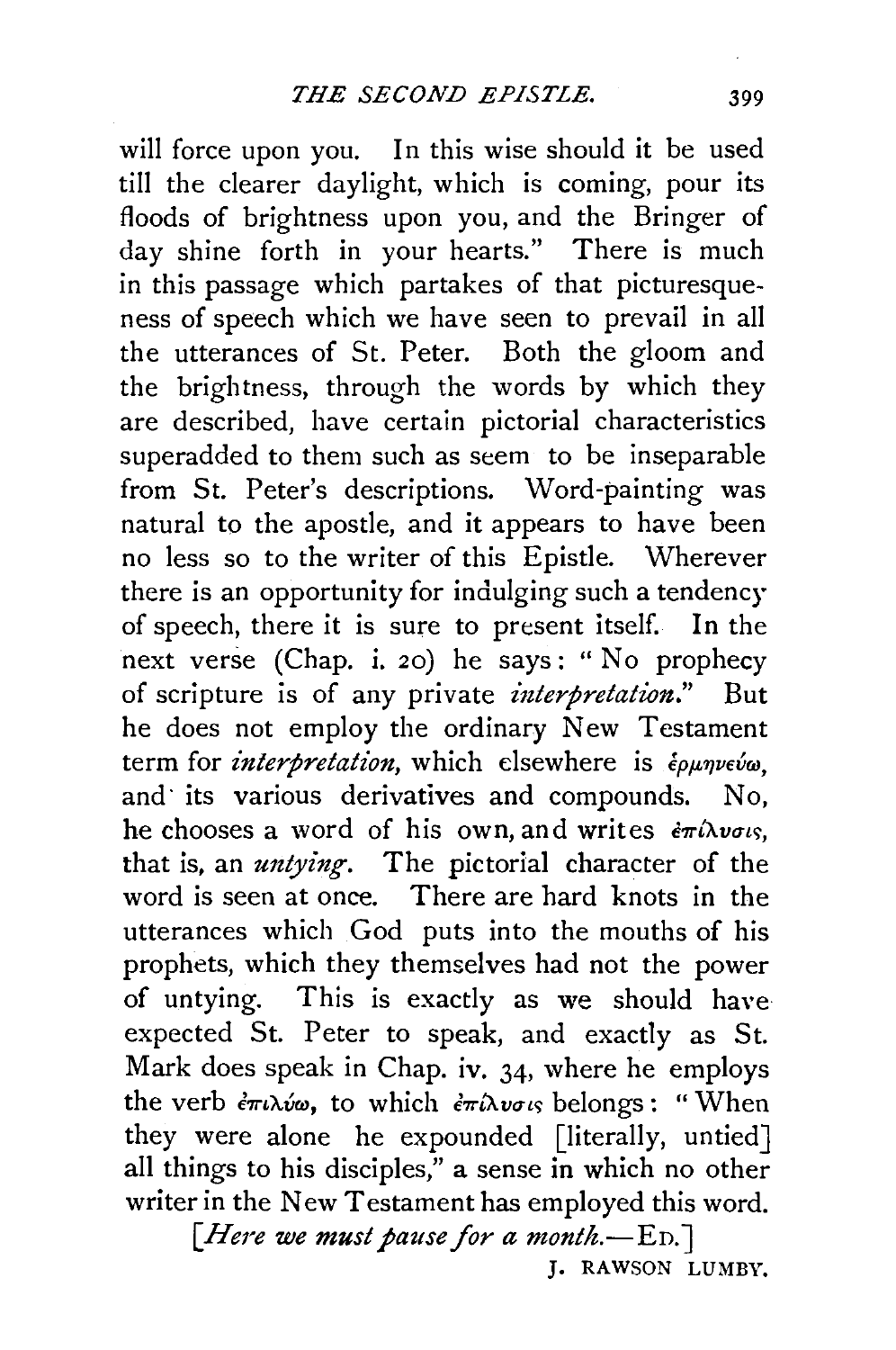will force upon you. In this wise should it be used till the clearer daylight, which is coming, pour its floods of brightness upon you, and the Bringer of day shine forth in your hearts." There is much in this passage which partakes of that picturesqueness of speech which we have seen to prevail in all the utterances of St. Peter. Both the gloom and the brightness, through the words by which they are described, have certain pictorial characteristics superadded to them such as seem to be inseparable from St. Peter's descriptions. Word-painting was natural to the apostle, and it appears to have been no less so to the writer of this Epistle. Wherever there is an opportunity for indulging such a tendency of speech, there it is sure to present itself. In the next verse (Chap. i. 20) he says: "No prophecy of scripture is of any private *interpretation*." But he does not employ the ordinary New Testament term for *interpretation*, which elsewhere is *ἑρμηνεύω*, and its various derivatives and compounds. No, he chooses a word of his own, and writes *ἐπίλυσις*, that is, an *untying*. The pictorial character of the word is seen at once. There are hard knots in the utterances which God puts into the mouths of his prophets, which they themselves had not the power of untying. This is exactly as we should have expected St. Peter to speak, and exactly as St. Mark does speak in Chap. iv. 34, where he employs the verb *ἐπιλύω*, to which *ἐπίλυσις* belongs: "When they were alone he expounded [literally, untied] all things to his disciples," a sense in which no other writer in the New Testament has employed this word.

[*Here we must pause for a month.*—ED.]

J. RAWSON LUMBY.